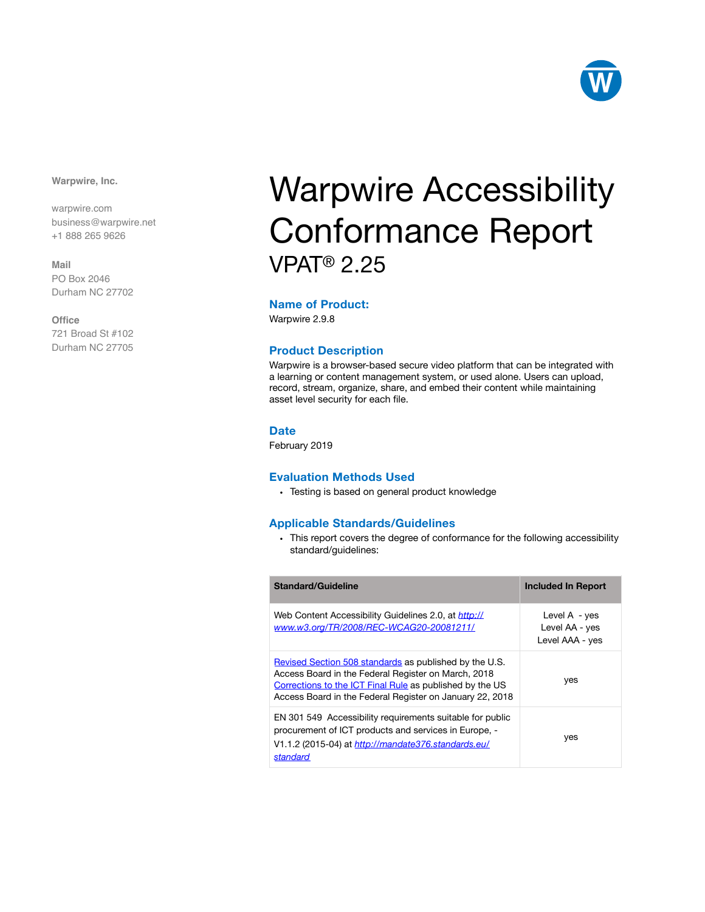Warpwire, Inc.

warpwire.com
business@warpwire.net
+1 888 265 9626

Mail
PO Box 2046
Durham NC 27702

Office
721 Broad St #102
Durham NC 27705

# Warpwire Accessibility Conformance Report

VPAT® 2.25

## Name of Product:

Warpwire 2.9.8

## Product Description

Warpwire is a browser-based secure video platform that can be integrated with a learning or content management system, or used alone. Users can upload, record, stream, organize, share, and embed their content while maintaining asset level security for each file.

## Date

February 2019

## Evaluation Methods Used

- Testing is based on general product knowledge

## Applicable Standards/Guidelines

- This report covers the degree of conformance for the following accessibility standard/guidelines:

| Standard/Guideline | Included In Report |
|---|---|
| Web Content Accessibility Guidelines 2.0, at http://www.w3.org/TR/2008/REC-WCAG20-20081211/ | Level A - yes<br>Level AA - yes<br>Level AAA - yes |
| Revised Section 508 standards as published by the U.S. Access Board in the Federal Register on March, 2018 Corrections to the ICT Final Rule as published by the US Access Board in the Federal Register on January 22, 2018 | yes |
| EN 301 549 Accessibility requirements suitable for public procurement of ICT products and services in Europe, - V1.1.2 (2015-04) at http://mandate376.standards.eu/standard | yes |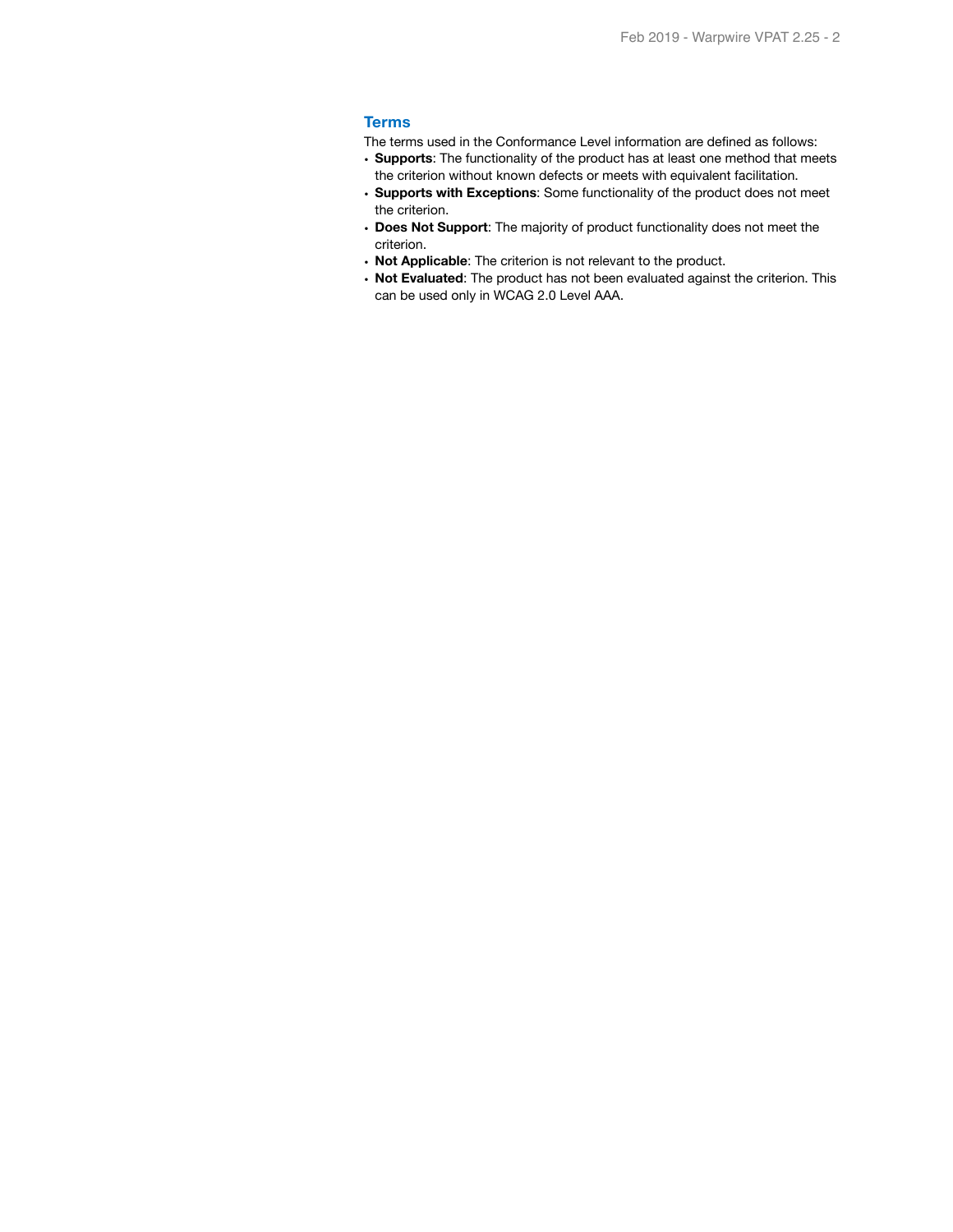## Terms

The terms used in the Conformance Level information are defined as follows:

- **Supports**: The functionality of the product has at least one method that meets the criterion without known defects or meets with equivalent facilitation.
- **Supports with Exceptions**: Some functionality of the product does not meet the criterion.
- **Does Not Support**: The majority of product functionality does not meet the criterion.
- **Not Applicable**: The criterion is not relevant to the product.
- **Not Evaluated**: The product has not been evaluated against the criterion. This can be used only in WCAG 2.0 Level AAA.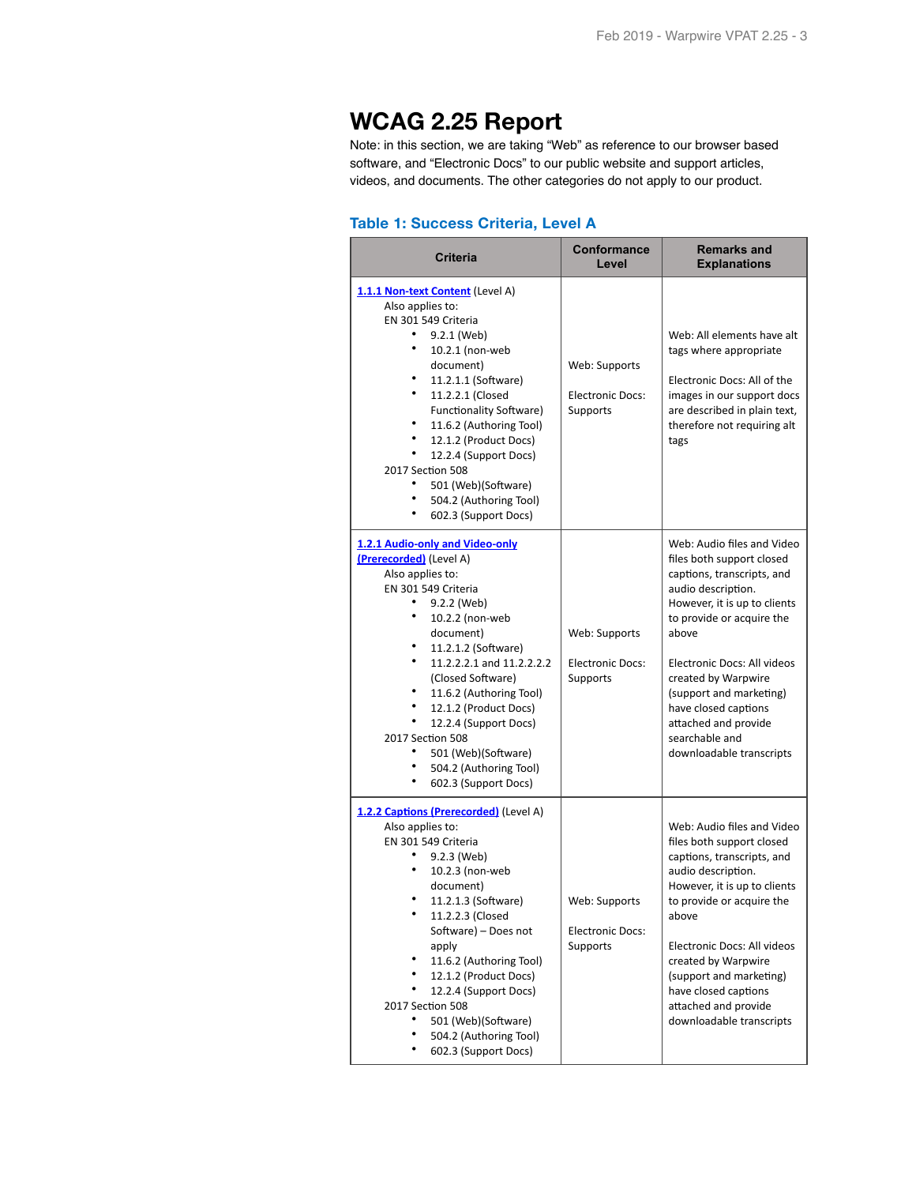# WCAG 2.25 Report

Note: in this section, we are taking "Web" as reference to our browser based software, and "Electronic Docs" to our public website and support articles, videos, and documents. The other categories do not apply to our product.

## Table 1: Success Criteria, Level A

| Criteria | Conformance Level | Remarks and Explanations |
|---|---|---|
| [1.1.1 Non-text Content]() (Level A)<br>Also applies to:<br>EN 301 549 Criteria<br>• 9.2.1 (Web)<br>• 10.2.1 (non-web document)<br>• 11.2.1.1 (Software)<br>• 11.2.2.1 (Closed Functionality Software)<br>• 11.6.2 (Authoring Tool)<br>• 12.1.2 (Product Docs)<br>• 12.2.4 (Support Docs)<br>2017 Section 508<br>• 501 (Web)(Software)<br>• 504.2 (Authoring Tool)<br>• 602.3 (Support Docs) | Web: Supports<br><br>Electronic Docs: Supports | Web: All elements have alt tags where appropriate<br><br>Electronic Docs: All of the images in our support docs are described in plain text, therefore not requiring alt tags |
| [1.2.1 Audio-only and Video-only (Prerecorded)]() (Level A)<br>Also applies to:<br>EN 301 549 Criteria<br>• 9.2.2 (Web)<br>• 10.2.2 (non-web document)<br>• 11.2.1.2 (Software)<br>• 11.2.2.2.1 and 11.2.2.2.2 (Closed Software)<br>• 11.6.2 (Authoring Tool)<br>• 12.1.2 (Product Docs)<br>• 12.2.4 (Support Docs)<br>2017 Section 508<br>• 501 (Web)(Software)<br>• 504.2 (Authoring Tool)<br>• 602.3 (Support Docs) | Web: Supports<br><br>Electronic Docs: Supports | Web: Audio files and Video files both support closed captions, transcripts, and audio description. However, it is up to clients to provide or acquire the above<br><br>Electronic Docs: All videos created by Warpwire (support and marketing) have closed captions attached and provide searchable and downloadable transcripts |
| [1.2.2 Captions (Prerecorded)]() (Level A)<br>Also applies to:<br>EN 301 549 Criteria<br>• 9.2.3 (Web)<br>• 10.2.3 (non-web document)<br>• 11.2.1.3 (Software)<br>• 11.2.2.3 (Closed Software) – Does not apply<br>• 11.6.2 (Authoring Tool)<br>• 12.1.2 (Product Docs)<br>• 12.2.4 (Support Docs)<br>2017 Section 508<br>• 501 (Web)(Software)<br>• 504.2 (Authoring Tool)<br>• 602.3 (Support Docs) | Web: Supports<br><br>Electronic Docs: Supports | Web: Audio files and Video files both support closed captions, transcripts, and audio description. However, it is up to clients to provide or acquire the above<br><br>Electronic Docs: All videos created by Warpwire (support and marketing) have closed captions attached and provide downloadable transcripts |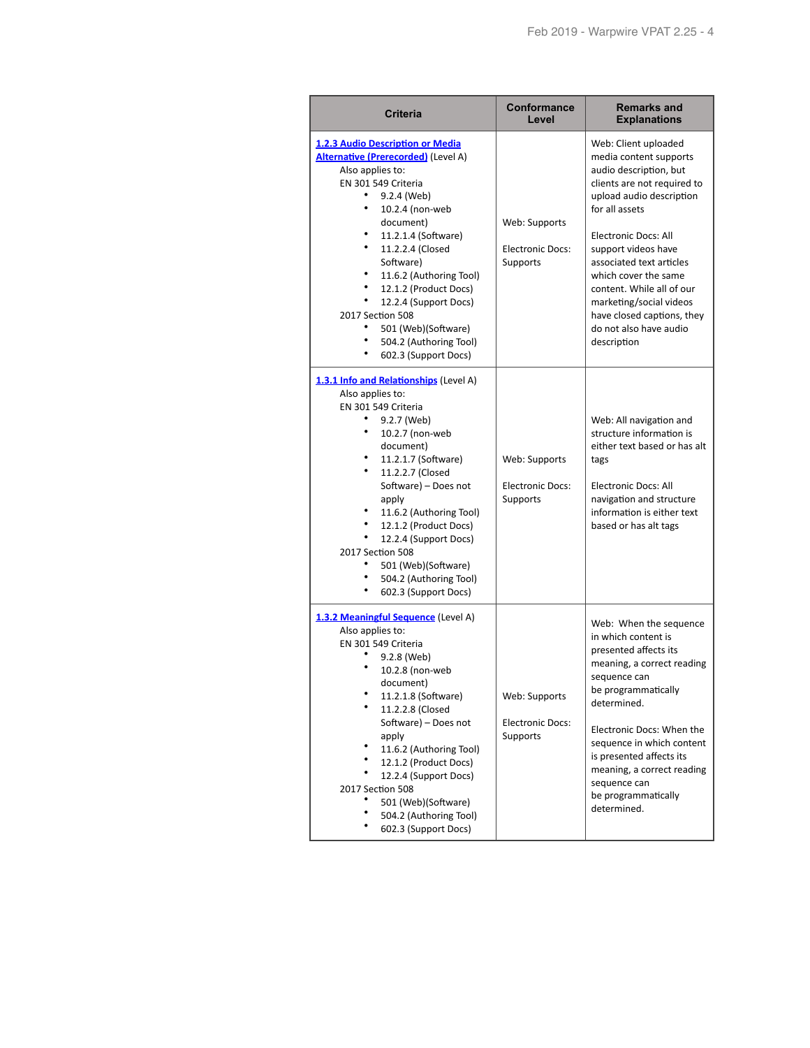| Criteria | Conformance Level | Remarks and Explanations |
| --- | --- | --- |
| [1.2.3 Audio Description or Media Alternative (Prerecorded)]() (Level A)<br>Also applies to:<br>EN 301 549 Criteria<br>• 9.2.4 (Web)<br>• 10.2.4 (non-web document)<br>• 11.2.1.4 (Software)<br>• 11.2.2.4 (Closed Software)<br>• 11.6.2 (Authoring Tool)<br>• 12.1.2 (Product Docs)<br>• 12.2.4 (Support Docs)<br>2017 Section 508<br>• 501 (Web)(Software)<br>• 504.2 (Authoring Tool)<br>• 602.3 (Support Docs) | Web: Supports<br><br>Electronic Docs: Supports | Web: Client uploaded media content supports audio description, but clients are not required to upload audio description for all assets<br><br>Electronic Docs: All support videos have associated text articles which cover the same content. While all of our marketing/social videos have closed captions, they do not also have audio description |
| [1.3.1 Info and Relationships]() (Level A)<br>Also applies to:<br>EN 301 549 Criteria<br>• 9.2.7 (Web)<br>• 10.2.7 (non-web document)<br>• 11.2.1.7 (Software)<br>• 11.2.2.7 (Closed Software) – Does not apply<br>• 11.6.2 (Authoring Tool)<br>• 12.1.2 (Product Docs)<br>• 12.2.4 (Support Docs)<br>2017 Section 508<br>• 501 (Web)(Software)<br>• 504.2 (Authoring Tool)<br>• 602.3 (Support Docs) | Web: Supports<br><br>Electronic Docs: Supports | Web: All navigation and structure information is either text based or has alt tags<br><br>Electronic Docs: All navigation and structure information is either text based or has alt tags |
| [1.3.2 Meaningful Sequence]() (Level A)<br>Also applies to:<br>EN 301 549 Criteria<br>• 9.2.8 (Web)<br>• 10.2.8 (non-web document)<br>• 11.2.1.8 (Software)<br>• 11.2.2.8 (Closed Software) – Does not apply<br>• 11.6.2 (Authoring Tool)<br>• 12.1.2 (Product Docs)<br>• 12.2.4 (Support Docs)<br>2017 Section 508<br>• 501 (Web)(Software)<br>• 504.2 (Authoring Tool)<br>• 602.3 (Support Docs) | Web: Supports<br><br>Electronic Docs: Supports | Web: When the sequence in which content is presented affects its meaning, a correct reading sequence can be programmatically determined.<br><br>Electronic Docs: When the sequence in which content is presented affects its meaning, a correct reading sequence can be programmatically determined. |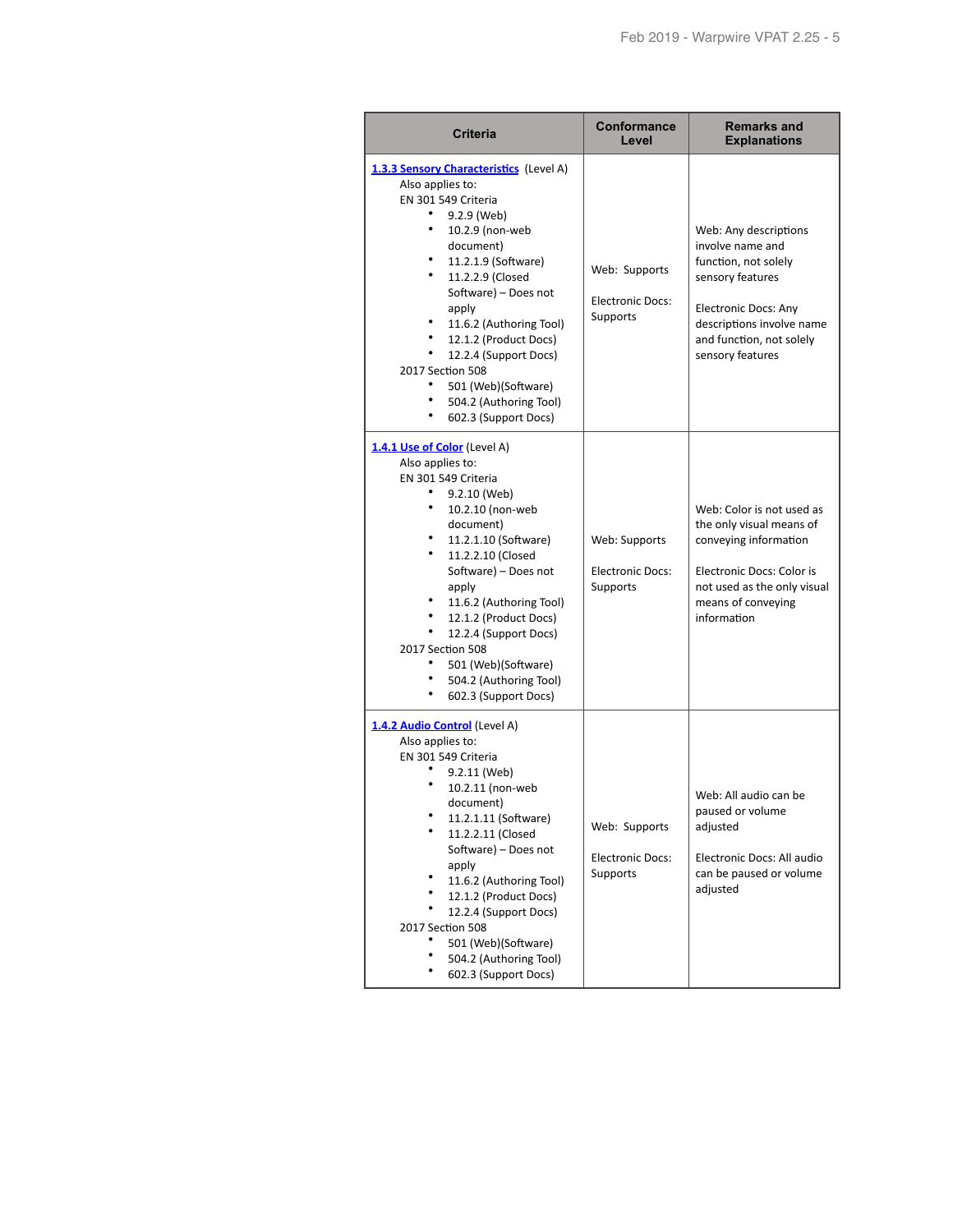| Criteria | Conformance Level | Remarks and Explanations |
| --- | --- | --- |
| **[1.3.3 Sensory Characteristics](#)** (Level A)<br>Also applies to:<br>EN 301 549 Criteria<br>• 9.2.9 (Web)<br>• 10.2.9 (non-web document)<br>• 11.2.1.9 (Software)<br>• 11.2.2.9 (Closed Software) – Does not apply<br>• 11.6.2 (Authoring Tool)<br>• 12.1.2 (Product Docs)<br>• 12.2.4 (Support Docs)<br>2017 Section 508<br>• 501 (Web)(Software)<br>• 504.2 (Authoring Tool)<br>• 602.3 (Support Docs) | Web: Supports<br><br>Electronic Docs: Supports | Web: Any descriptions involve name and function, not solely sensory features<br><br>Electronic Docs: Any descriptions involve name and function, not solely sensory features |
| **[1.4.1 Use of Color](#)** (Level A)<br>Also applies to:<br>EN 301 549 Criteria<br>• 9.2.10 (Web)<br>• 10.2.10 (non-web document)<br>• 11.2.1.10 (Software)<br>• 11.2.2.10 (Closed Software) – Does not apply<br>• 11.6.2 (Authoring Tool)<br>• 12.1.2 (Product Docs)<br>• 12.2.4 (Support Docs)<br>2017 Section 508<br>• 501 (Web)(Software)<br>• 504.2 (Authoring Tool)<br>• 602.3 (Support Docs) | Web: Supports<br><br>Electronic Docs: Supports | Web: Color is not used as the only visual means of conveying information<br><br>Electronic Docs: Color is not used as the only visual means of conveying information |
| **[1.4.2 Audio Control](#)** (Level A)<br>Also applies to:<br>EN 301 549 Criteria<br>• 9.2.11 (Web)<br>• 10.2.11 (non-web document)<br>• 11.2.1.11 (Software)<br>• 11.2.2.11 (Closed Software) – Does not apply<br>• 11.6.2 (Authoring Tool)<br>• 12.1.2 (Product Docs)<br>• 12.2.4 (Support Docs)<br>2017 Section 508<br>• 501 (Web)(Software)<br>• 504.2 (Authoring Tool)<br>• 602.3 (Support Docs) | Web: Supports<br><br>Electronic Docs: Supports | Web: All audio can be paused or volume adjusted<br><br>Electronic Docs: All audio can be paused or volume adjusted |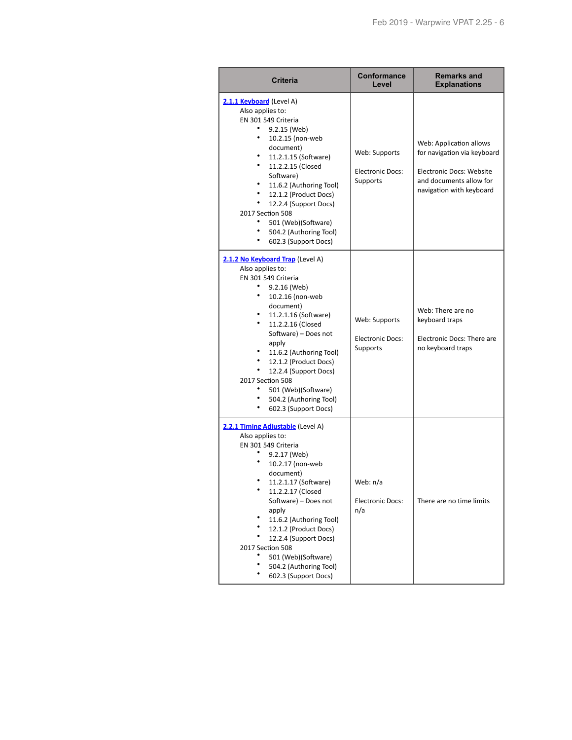| Criteria | Conformance Level | Remarks and Explanations |
|---|---|---|
| [2.1.1 Keyboard](#) (Level A)<br>Also applies to:<br>EN 301 549 Criteria<br>• 9.2.15 (Web)<br>• 10.2.15 (non-web document)<br>• 11.2.1.15 (Software)<br>• 11.2.2.15 (Closed Software)<br>• 11.6.2 (Authoring Tool)<br>• 12.1.2 (Product Docs)<br>• 12.2.4 (Support Docs)<br>2017 Section 508<br>• 501 (Web)(Software)<br>• 504.2 (Authoring Tool)<br>• 602.3 (Support Docs) | Web: Supports<br><br>Electronic Docs: Supports | Web: Application allows for navigation via keyboard<br><br>Electronic Docs: Website and documents allow for navigation with keyboard |
| [2.1.2 No Keyboard Trap](#) (Level A)<br>Also applies to:<br>EN 301 549 Criteria<br>• 9.2.16 (Web)<br>• 10.2.16 (non-web document)<br>• 11.2.1.16 (Software)<br>• 11.2.2.16 (Closed Software) – Does not apply<br>• 11.6.2 (Authoring Tool)<br>• 12.1.2 (Product Docs)<br>• 12.2.4 (Support Docs)<br>2017 Section 508<br>• 501 (Web)(Software)<br>• 504.2 (Authoring Tool)<br>• 602.3 (Support Docs) | Web: Supports<br><br>Electronic Docs: Supports | Web: There are no keyboard traps<br><br>Electronic Docs: There are no keyboard traps |
| [2.2.1 Timing Adjustable](#) (Level A)<br>Also applies to:<br>EN 301 549 Criteria<br>• 9.2.17 (Web)<br>• 10.2.17 (non-web document)<br>• 11.2.1.17 (Software)<br>• 11.2.2.17 (Closed Software) – Does not apply<br>• 11.6.2 (Authoring Tool)<br>• 12.1.2 (Product Docs)<br>• 12.2.4 (Support Docs)<br>2017 Section 508<br>• 501 (Web)(Software)<br>• 504.2 (Authoring Tool)<br>• 602.3 (Support Docs) | Web: n/a<br><br>Electronic Docs: n/a | There are no time limits |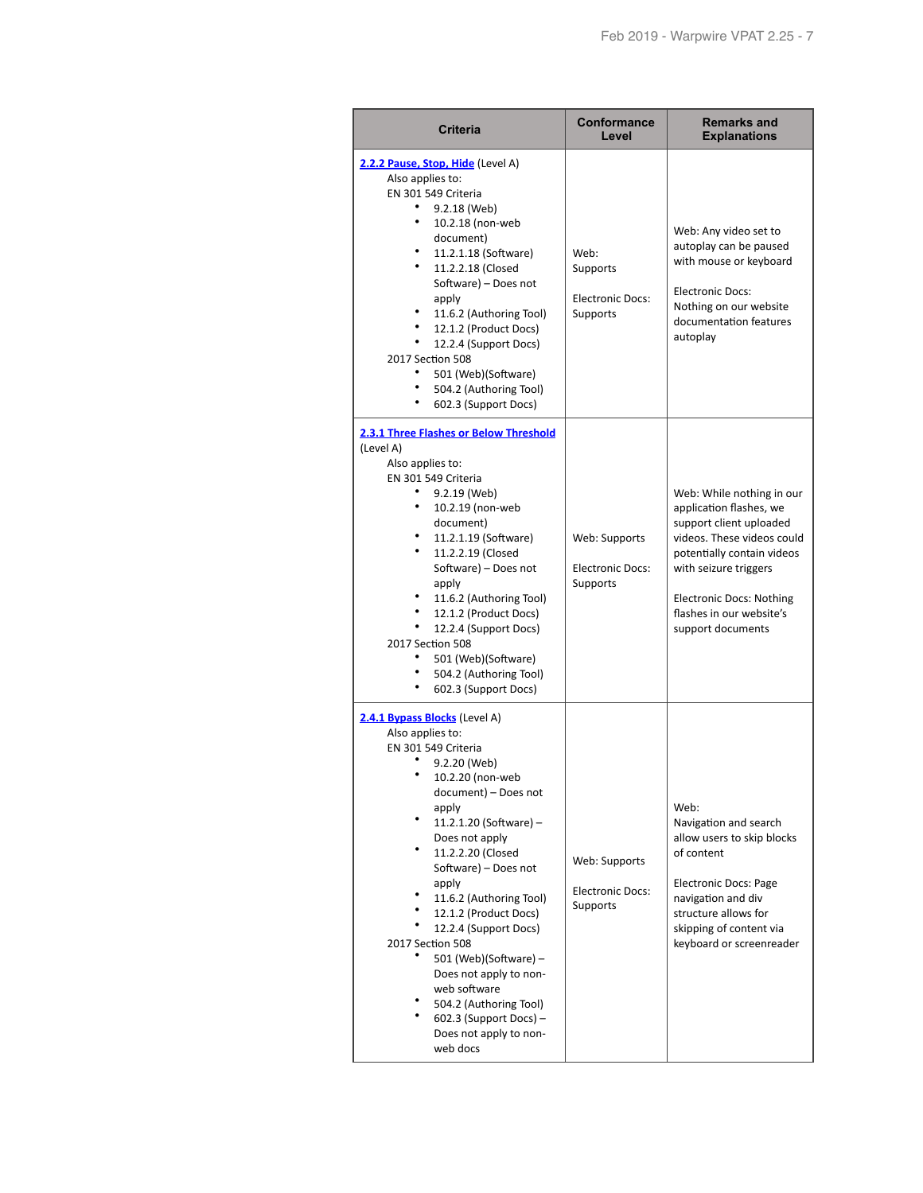| Criteria | Conformance Level | Remarks and Explanations |
|---|---|---|
| **2.2.2 Pause, Stop, Hide** (Level A)<br>Also applies to:<br>EN 301 549 Criteria<br>• 9.2.18 (Web)<br>• 10.2.18 (non-web document)<br>• 11.2.1.18 (Software)<br>• 11.2.2.18 (Closed Software) – Does not apply<br>• 11.6.2 (Authoring Tool)<br>• 12.1.2 (Product Docs)<br>• 12.2.4 (Support Docs)<br>2017 Section 508<br>• 501 (Web)(Software)<br>• 504.2 (Authoring Tool)<br>• 602.3 (Support Docs) | Web: Supports<br><br>Electronic Docs: Supports | Web: Any video set to autoplay can be paused with mouse or keyboard<br><br>Electronic Docs: Nothing on our website documentation features autoplay |
| **2.3.1 Three Flashes or Below Threshold** (Level A)<br>Also applies to:<br>EN 301 549 Criteria<br>• 9.2.19 (Web)<br>• 10.2.19 (non-web document)<br>• 11.2.1.19 (Software)<br>• 11.2.2.19 (Closed Software) – Does not apply<br>• 11.6.2 (Authoring Tool)<br>• 12.1.2 (Product Docs)<br>• 12.2.4 (Support Docs)<br>2017 Section 508<br>• 501 (Web)(Software)<br>• 504.2 (Authoring Tool)<br>• 602.3 (Support Docs) | Web: Supports<br><br>Electronic Docs: Supports | Web: While nothing in our application flashes, we support client uploaded videos. These videos could potentially contain videos with seizure triggers<br><br>Electronic Docs: Nothing flashes in our website's support documents |
| **2.4.1 Bypass Blocks** (Level A)<br>Also applies to:<br>EN 301 549 Criteria<br>• 9.2.20 (Web)<br>• 10.2.20 (non-web document) – Does not apply<br>• 11.2.1.20 (Software) – Does not apply<br>• 11.2.2.20 (Closed Software) – Does not apply<br>• 11.6.2 (Authoring Tool)<br>• 12.1.2 (Product Docs)<br>• 12.2.4 (Support Docs)<br>2017 Section 508<br>• 501 (Web)(Software) – Does not apply to non-web software<br>• 504.2 (Authoring Tool)<br>• 602.3 (Support Docs) – Does not apply to non-web docs | Web: Supports<br><br>Electronic Docs: Supports | Web: Navigation and search allow users to skip blocks of content<br><br>Electronic Docs: Page navigation and div structure allows for skipping of content via keyboard or screenreader |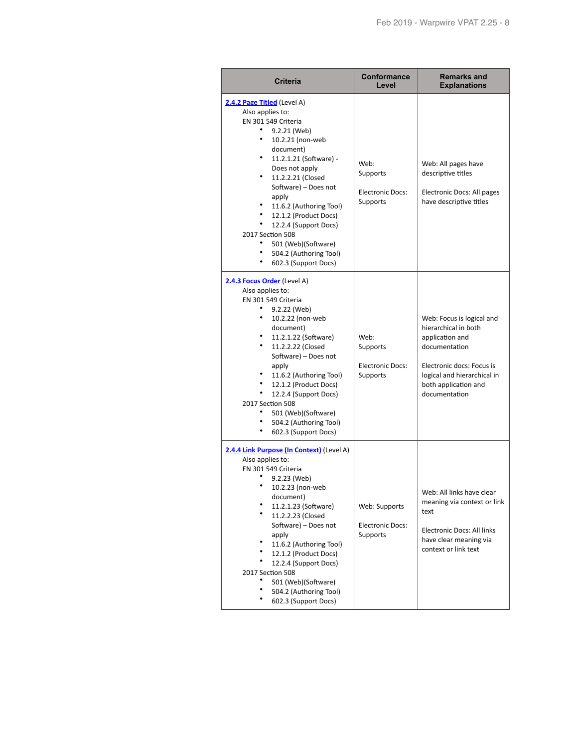| Criteria | Conformance Level | Remarks and Explanations |
|---|---|---|
| [2.4.2 Page Titled](#) (Level A)<br>Also applies to:<br>EN 301 549 Criteria<br>• 9.2.21 (Web)<br>• 10.2.21 (non-web document)<br>• 11.2.1.21 (Software) - Does not apply<br>• 11.2.2.21 (Closed Software) – Does not apply<br>• 11.6.2 (Authoring Tool)<br>• 12.1.2 (Product Docs)<br>• 12.2.4 (Support Docs)<br>2017 Section 508<br>• 501 (Web)(Software)<br>• 504.2 (Authoring Tool)<br>• 602.3 (Support Docs) | Web: Supports<br><br>Electronic Docs: Supports | Web: All pages have descriptive titles<br><br>Electronic Docs: All pages have descriptive titles |
| [2.4.3 Focus Order](#) (Level A)<br>Also applies to:<br>EN 301 549 Criteria<br>• 9.2.22 (Web)<br>• 10.2.22 (non-web document)<br>• 11.2.1.22 (Software)<br>• 11.2.2.22 (Closed Software) – Does not apply<br>• 11.6.2 (Authoring Tool)<br>• 12.1.2 (Product Docs)<br>• 12.2.4 (Support Docs)<br>2017 Section 508<br>• 501 (Web)(Software)<br>• 504.2 (Authoring Tool)<br>• 602.3 (Support Docs) | Web: Supports<br><br>Electronic Docs: Supports | Web: Focus is logical and hierarchical in both application and documentation<br><br>Electronic docs: Focus is logical and hierarchical in both application and documentation |
| [2.4.4 Link Purpose (In Context)](#) (Level A)<br>Also applies to:<br>EN 301 549 Criteria<br>• 9.2.23 (Web)<br>• 10.2.23 (non-web document)<br>• 11.2.1.23 (Software)<br>• 11.2.2.23 (Closed Software) – Does not apply<br>• 11.6.2 (Authoring Tool)<br>• 12.1.2 (Product Docs)<br>• 12.2.4 (Support Docs)<br>2017 Section 508<br>• 501 (Web)(Software)<br>• 504.2 (Authoring Tool)<br>• 602.3 (Support Docs) | Web: Supports<br><br>Electronic Docs: Supports | Web: All links have clear meaning via context or link text<br><br>Electronic Docs: All links have clear meaning via context or link text |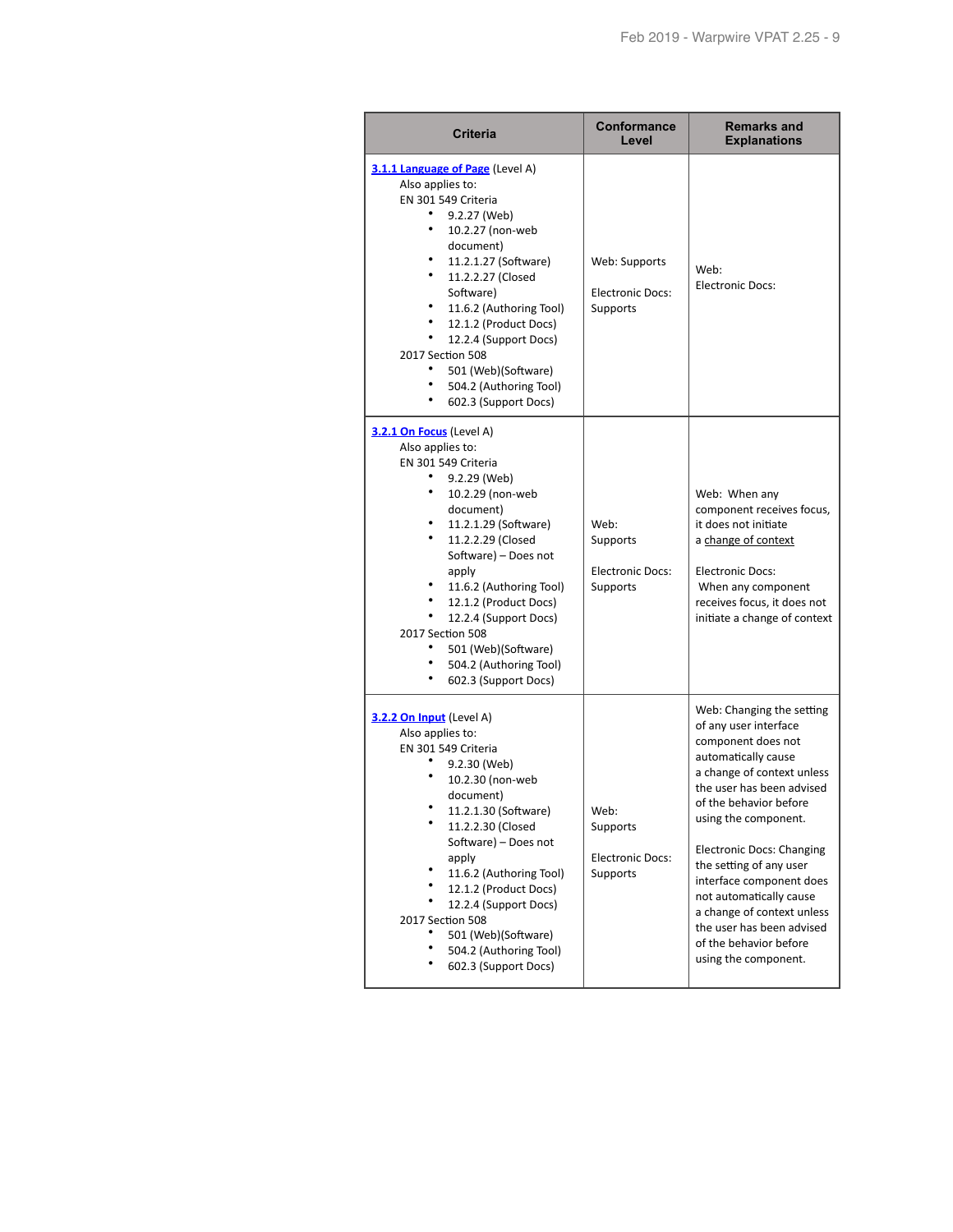| Criteria | Conformance Level | Remarks and Explanations |
| --- | --- | --- |
| **3.1.1 Language of Page** (Level A)<br>Also applies to:<br>EN 301 549 Criteria<br>• 9.2.27 (Web)<br>• 10.2.27 (non-web document)<br>• 11.2.1.27 (Software)<br>• 11.2.2.27 (Closed Software)<br>• 11.6.2 (Authoring Tool)<br>• 12.1.2 (Product Docs)<br>• 12.2.4 (Support Docs)<br>2017 Section 508<br>• 501 (Web)(Software)<br>• 504.2 (Authoring Tool)<br>• 602.3 (Support Docs) | Web: Supports<br><br>Electronic Docs: Supports | Web:<br>Electronic Docs: |
| **3.2.1 On Focus** (Level A)<br>Also applies to:<br>EN 301 549 Criteria<br>• 9.2.29 (Web)<br>• 10.2.29 (non-web document)<br>• 11.2.1.29 (Software)<br>• 11.2.2.29 (Closed Software) – Does not apply<br>• 11.6.2 (Authoring Tool)<br>• 12.1.2 (Product Docs)<br>• 12.2.4 (Support Docs)<br>2017 Section 508<br>• 501 (Web)(Software)<br>• 504.2 (Authoring Tool)<br>• 602.3 (Support Docs) | Web: Supports<br><br>Electronic Docs: Supports | Web: When any component receives focus, it does not initiate a change of context<br><br>Electronic Docs: When any component receives focus, it does not initiate a change of context |
| **3.2.2 On Input** (Level A)<br>Also applies to:<br>EN 301 549 Criteria<br>• 9.2.30 (Web)<br>• 10.2.30 (non-web document)<br>• 11.2.1.30 (Software)<br>• 11.2.2.30 (Closed Software) – Does not apply<br>• 11.6.2 (Authoring Tool)<br>• 12.1.2 (Product Docs)<br>• 12.2.4 (Support Docs)<br>2017 Section 508<br>• 501 (Web)(Software)<br>• 504.2 (Authoring Tool)<br>• 602.3 (Support Docs) | Web: Supports<br><br>Electronic Docs: Supports | Web: Changing the setting of any user interface component does not automatically cause a change of context unless the user has been advised of the behavior before using the component.<br><br>Electronic Docs: Changing the setting of any user interface component does not automatically cause a change of context unless the user has been advised of the behavior before using the component. |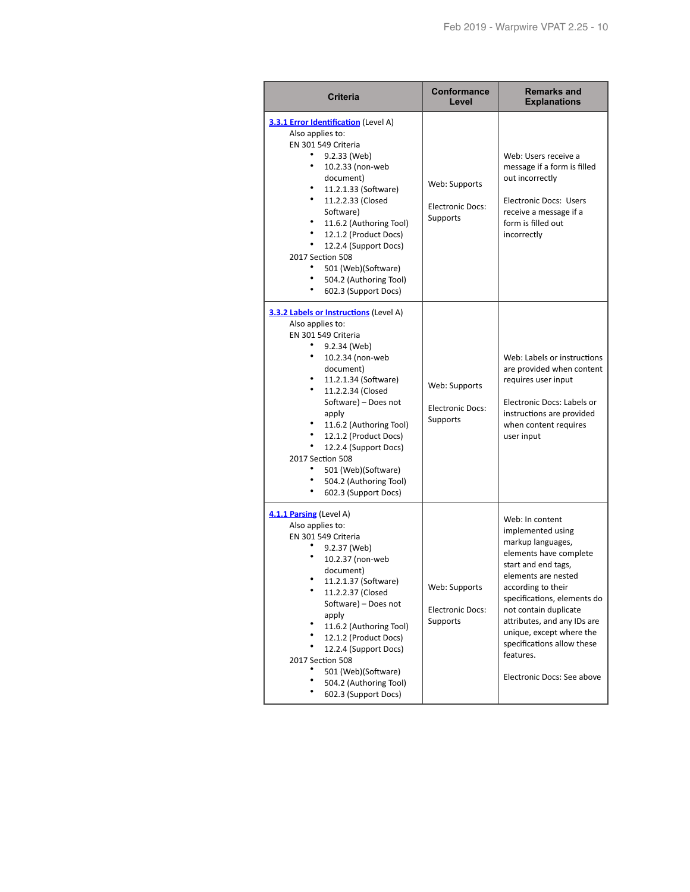| Criteria | Conformance Level | Remarks and Explanations |
|---|---|---|
| [3.3.1 Error Identification](#) (Level A)<br>Also applies to:<br>EN 301 549 Criteria<br>• 9.2.33 (Web)<br>• 10.2.33 (non-web document)<br>• 11.2.1.33 (Software)<br>• 11.2.2.33 (Closed Software)<br>• 11.6.2 (Authoring Tool)<br>• 12.1.2 (Product Docs)<br>• 12.2.4 (Support Docs)<br>2017 Section 508<br>• 501 (Web)(Software)<br>• 504.2 (Authoring Tool)<br>• 602.3 (Support Docs) | Web: Supports<br><br>Electronic Docs: Supports | Web: Users receive a message if a form is filled out incorrectly<br><br>Electronic Docs: Users receive a message if a form is filled out incorrectly |
| [3.3.2 Labels or Instructions](#) (Level A)<br>Also applies to:<br>EN 301 549 Criteria<br>• 9.2.34 (Web)<br>• 10.2.34 (non-web document)<br>• 11.2.1.34 (Software)<br>• 11.2.2.34 (Closed Software) – Does not apply<br>• 11.6.2 (Authoring Tool)<br>• 12.1.2 (Product Docs)<br>• 12.2.4 (Support Docs)<br>2017 Section 508<br>• 501 (Web)(Software)<br>• 504.2 (Authoring Tool)<br>• 602.3 (Support Docs) | Web: Supports<br><br>Electronic Docs: Supports | Web: Labels or instructions are provided when content requires user input<br><br>Electronic Docs: Labels or instructions are provided when content requires user input |
| [4.1.1 Parsing](#) (Level A)<br>Also applies to:<br>EN 301 549 Criteria<br>• 9.2.37 (Web)<br>• 10.2.37 (non-web document)<br>• 11.2.1.37 (Software)<br>• 11.2.2.37 (Closed Software) – Does not apply<br>• 11.6.2 (Authoring Tool)<br>• 12.1.2 (Product Docs)<br>• 12.2.4 (Support Docs)<br>2017 Section 508<br>• 501 (Web)(Software)<br>• 504.2 (Authoring Tool)<br>• 602.3 (Support Docs) | Web: Supports<br><br>Electronic Docs: Supports | Web: In content implemented using markup languages, elements have complete start and end tags, elements are nested according to their specifications, elements do not contain duplicate attributes, and any IDs are unique, except where the specifications allow these features.<br><br>Electronic Docs: See above |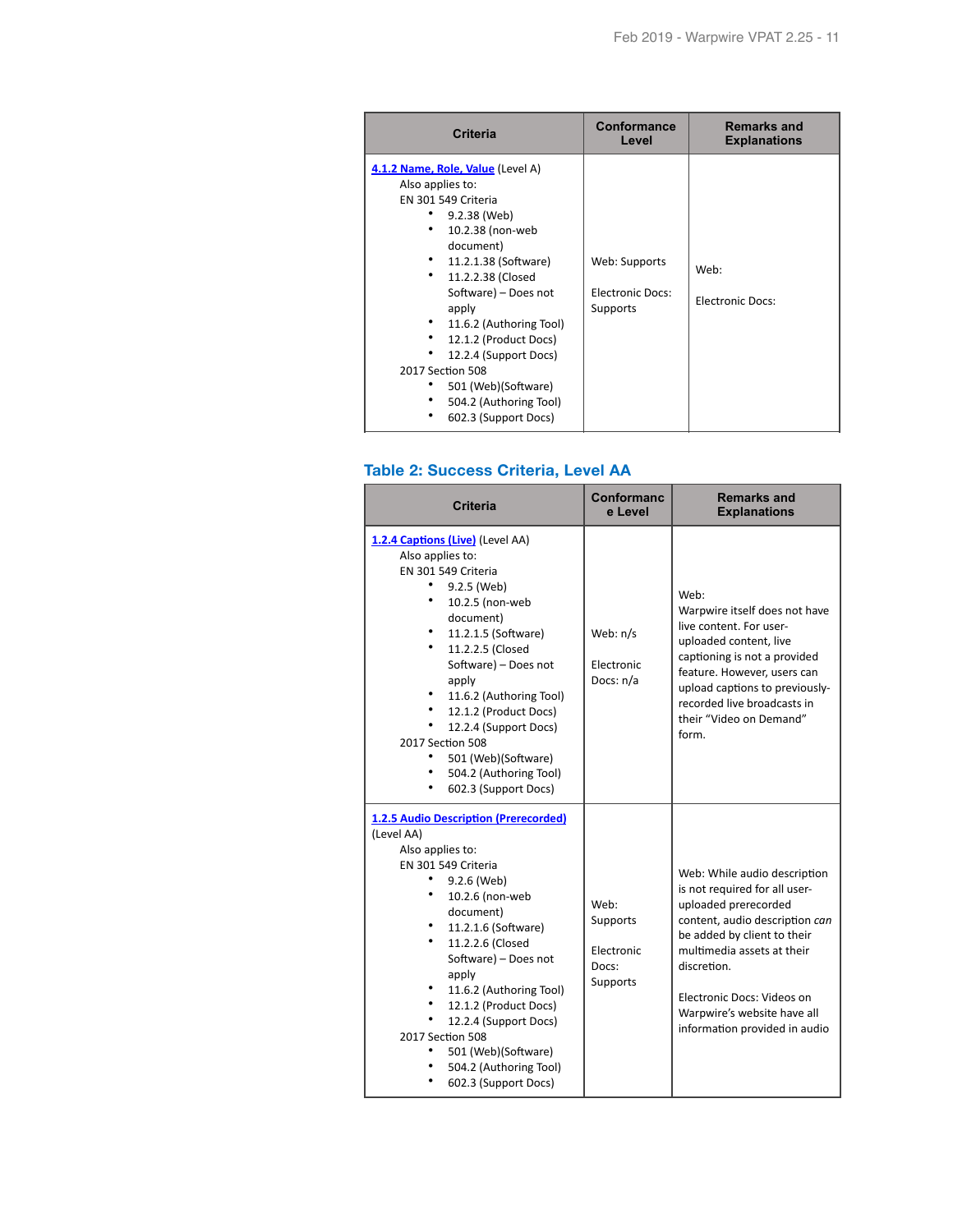| Criteria | Conformance Level | Remarks and Explanations |
|---|---|---|
| [4.1.2 Name, Role, Value](#) (Level A)<br>Also applies to:<br>EN 301 549 Criteria<br>• 9.2.38 (Web)<br>• 10.2.38 (non-web document)<br>• 11.2.1.38 (Software)<br>• 11.2.2.38 (Closed Software) – Does not apply<br>• 11.6.2 (Authoring Tool)<br>• 12.1.2 (Product Docs)<br>• 12.2.4 (Support Docs)<br>2017 Section 508<br>• 501 (Web)(Software)<br>• 504.2 (Authoring Tool)<br>• 602.3 (Support Docs) | Web: Supports<br><br>Electronic Docs: Supports | Web:<br><br>Electronic Docs: |

## Table 2: Success Criteria, Level AA

| Criteria | Conformance Level | Remarks and Explanations |
|---|---|---|
| [1.2.4 Captions (Live)](#) (Level AA)<br>Also applies to:<br>EN 301 549 Criteria<br>• 9.2.5 (Web)<br>• 10.2.5 (non-web document)<br>• 11.2.1.5 (Software)<br>• 11.2.2.5 (Closed Software) – Does not apply<br>• 11.6.2 (Authoring Tool)<br>• 12.1.2 (Product Docs)<br>• 12.2.4 (Support Docs)<br>2017 Section 508<br>• 501 (Web)(Software)<br>• 504.2 (Authoring Tool)<br>• 602.3 (Support Docs) | Web: n/s<br><br>Electronic Docs: n/a | Web:<br>Warpwire itself does not have live content. For user-uploaded content, live captioning is not a provided feature. However, users can upload captions to previously-recorded live broadcasts in their "Video on Demand" form. |
| [1.2.5 Audio Description (Prerecorded)](#) (Level AA)<br>Also applies to:<br>EN 301 549 Criteria<br>• 9.2.6 (Web)<br>• 10.2.6 (non-web document)<br>• 11.2.1.6 (Software)<br>• 11.2.2.6 (Closed Software) – Does not apply<br>• 11.6.2 (Authoring Tool)<br>• 12.1.2 (Product Docs)<br>• 12.2.4 (Support Docs)<br>2017 Section 508<br>• 501 (Web)(Software)<br>• 504.2 (Authoring Tool)<br>• 602.3 (Support Docs) | Web: Supports<br><br>Electronic Docs: Supports | Web: While audio description is not required for all user-uploaded prerecorded content, audio description *can* be added by client to their multimedia assets at their discretion.<br><br>Electronic Docs: Videos on Warpwire's website have all information provided in audio |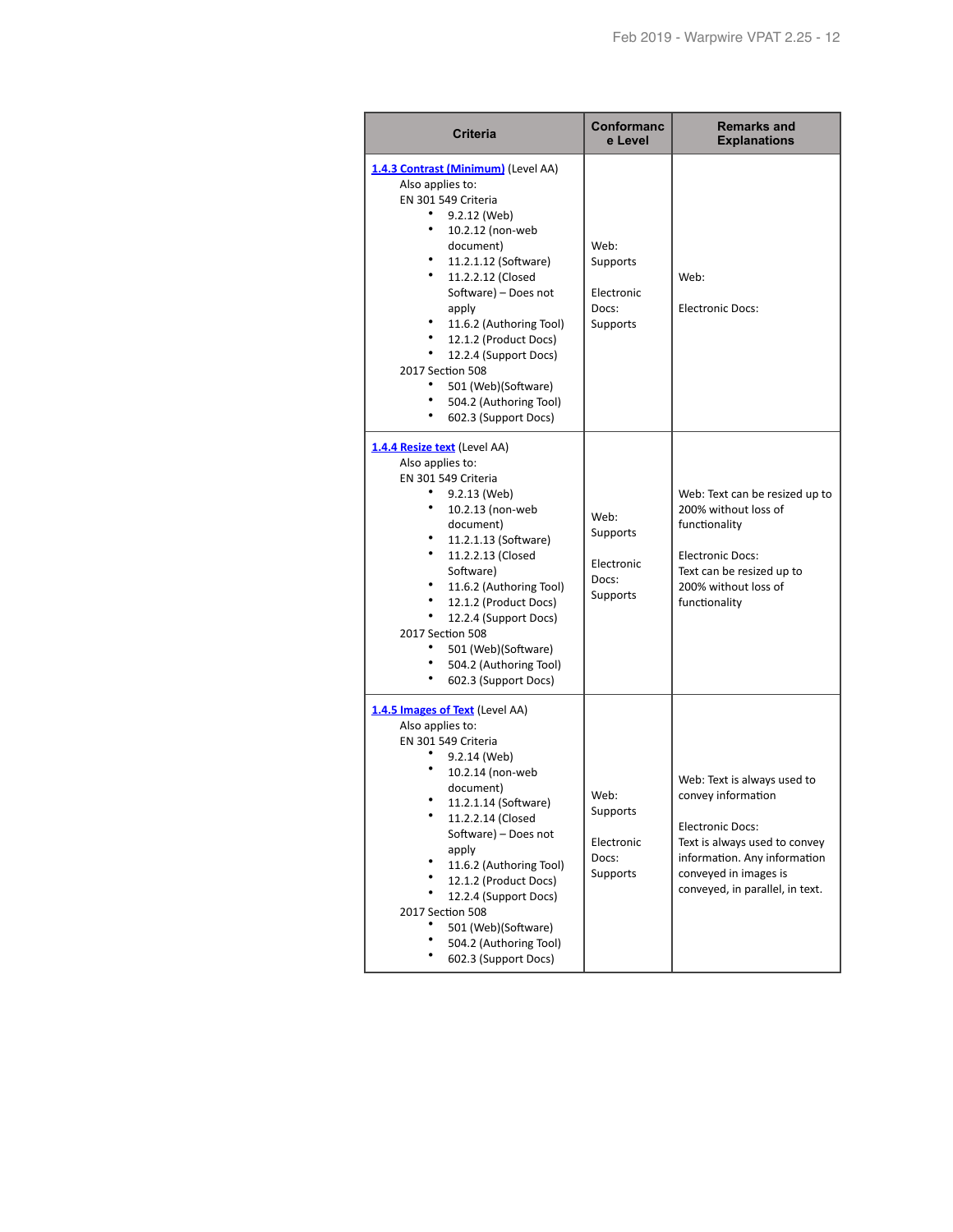| Criteria | Conformance Level | Remarks and Explanations |
|---|---|---|
| [1.4.3 Contrast (Minimum)](https://www.w3.org/TR/WCAG20/#visual-audio-contrast-contrast) (Level AA)<br>Also applies to:<br>EN 301 549 Criteria<br>• 9.2.12 (Web)<br>• 10.2.12 (non-web document)<br>• 11.2.1.12 (Software)<br>• 11.2.2.12 (Closed Software) – Does not apply<br>• 11.6.2 (Authoring Tool)<br>• 12.1.2 (Product Docs)<br>• 12.2.4 (Support Docs)<br>2017 Section 508<br>• 501 (Web)(Software)<br>• 504.2 (Authoring Tool)<br>• 602.3 (Support Docs) | Web: Supports<br><br>Electronic Docs: Supports | Web:<br><br>Electronic Docs: |
| [1.4.4 Resize text](https://www.w3.org/TR/WCAG20/#visual-audio-contrast-scale) (Level AA)<br>Also applies to:<br>EN 301 549 Criteria<br>• 9.2.13 (Web)<br>• 10.2.13 (non-web document)<br>• 11.2.1.13 (Software)<br>• 11.2.2.13 (Closed Software)<br>• 11.6.2 (Authoring Tool)<br>• 12.1.2 (Product Docs)<br>• 12.2.4 (Support Docs)<br>2017 Section 508<br>• 501 (Web)(Software)<br>• 504.2 (Authoring Tool)<br>• 602.3 (Support Docs) | Web: Supports<br><br>Electronic Docs: Supports | Web: Text can be resized up to 200% without loss of functionality<br><br>Electronic Docs: Text can be resized up to 200% without loss of functionality |
| [1.4.5 Images of Text](https://www.w3.org/TR/WCAG20/#visual-audio-contrast-text-presentation) (Level AA)<br>Also applies to:<br>EN 301 549 Criteria<br>• 9.2.14 (Web)<br>• 10.2.14 (non-web document)<br>• 11.2.1.14 (Software)<br>• 11.2.2.14 (Closed Software) – Does not apply<br>• 11.6.2 (Authoring Tool)<br>• 12.1.2 (Product Docs)<br>• 12.2.4 (Support Docs)<br>2017 Section 508<br>• 501 (Web)(Software)<br>• 504.2 (Authoring Tool)<br>• 602.3 (Support Docs) | Web: Supports<br><br>Electronic Docs: Supports | Web: Text is always used to convey information<br><br>Electronic Docs: Text is always used to convey information. Any information conveyed in images is conveyed, in parallel, in text. |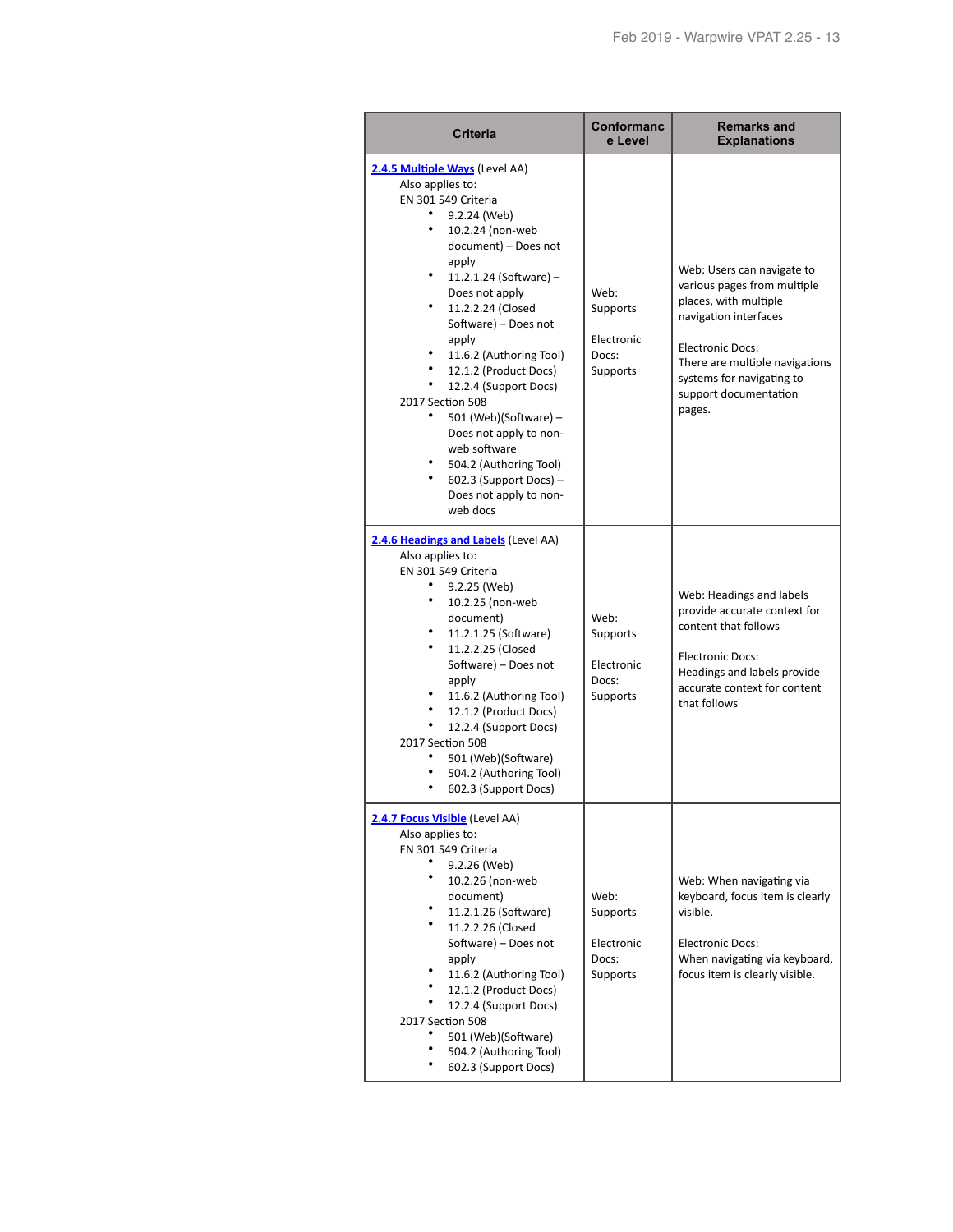| Criteria | Conformance Level | Remarks and Explanations |
|---|---|---|
| [2.4.5 Multiple Ways] (Level AA)<br>Also applies to:<br>EN 301 549 Criteria<br>• 9.2.24 (Web)<br>• 10.2.24 (non-web document) – Does not apply<br>• 11.2.1.24 (Software) – Does not apply<br>• 11.2.2.24 (Closed Software) – Does not apply<br>• 11.6.2 (Authoring Tool)<br>• 12.1.2 (Product Docs)<br>• 12.2.4 (Support Docs)<br>2017 Section 508<br>• 501 (Web)(Software) – Does not apply to non-web software<br>• 504.2 (Authoring Tool)<br>• 602.3 (Support Docs) – Does not apply to non-web docs | Web: Supports<br><br>Electronic Docs: Supports | Web: Users can navigate to various pages from multiple places, with multiple navigation interfaces<br><br>Electronic Docs: There are multiple navigations systems for navigating to support documentation pages. |
| [2.4.6 Headings and Labels] (Level AA)<br>Also applies to:<br>EN 301 549 Criteria<br>• 9.2.25 (Web)<br>• 10.2.25 (non-web document)<br>• 11.2.1.25 (Software)<br>• 11.2.2.25 (Closed Software) – Does not apply<br>• 11.6.2 (Authoring Tool)<br>• 12.1.2 (Product Docs)<br>• 12.2.4 (Support Docs)<br>2017 Section 508<br>• 501 (Web)(Software)<br>• 504.2 (Authoring Tool)<br>• 602.3 (Support Docs) | Web: Supports<br><br>Electronic Docs: Supports | Web: Headings and labels provide accurate context for content that follows<br><br>Electronic Docs: Headings and labels provide accurate context for content that follows |
| [2.4.7 Focus Visible] (Level AA)<br>Also applies to:<br>EN 301 549 Criteria<br>• 9.2.26 (Web)<br>• 10.2.26 (non-web document)<br>• 11.2.1.26 (Software)<br>• 11.2.2.26 (Closed Software) – Does not apply<br>• 11.6.2 (Authoring Tool)<br>• 12.1.2 (Product Docs)<br>• 12.2.4 (Support Docs)<br>2017 Section 508<br>• 501 (Web)(Software)<br>• 504.2 (Authoring Tool)<br>• 602.3 (Support Docs) | Web: Supports<br><br>Electronic Docs: Supports | Web: When navigating via keyboard, focus item is clearly visible.<br><br>Electronic Docs: When navigating via keyboard, focus item is clearly visible. |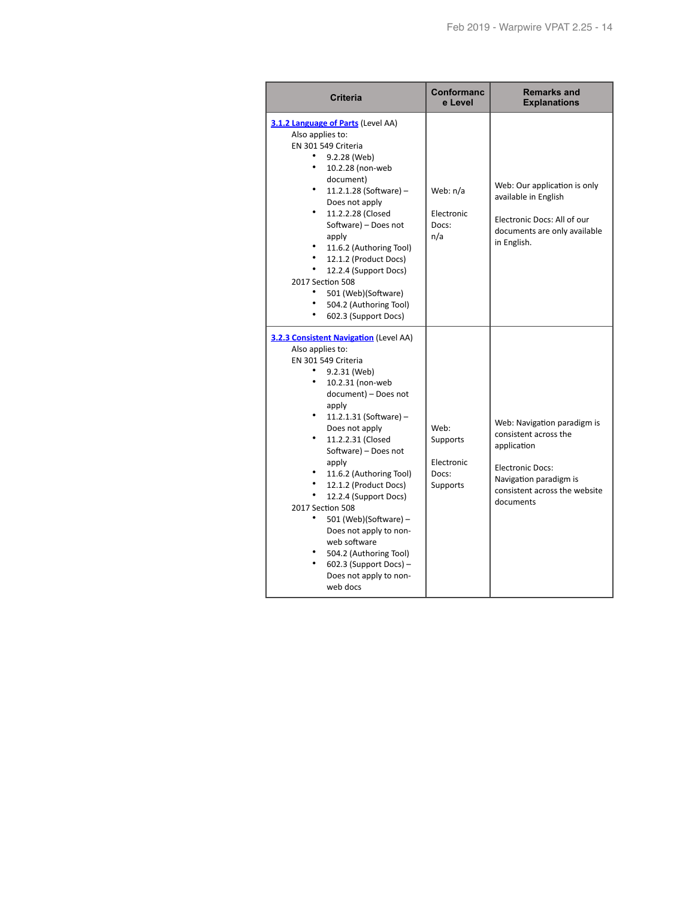| Criteria | Conformance Level | Remarks and Explanations |
|---|---|---|
| [3.1.2 Language of Parts](#) (Level AA)<br>Also applies to:<br>EN 301 549 Criteria<br>• 9.2.28 (Web)<br>• 10.2.28 (non-web document)<br>• 11.2.1.28 (Software) – Does not apply<br>• 11.2.2.28 (Closed Software) – Does not apply<br>• 11.6.2 (Authoring Tool)<br>• 12.1.2 (Product Docs)<br>• 12.2.4 (Support Docs)<br>2017 Section 508<br>• 501 (Web)(Software)<br>• 504.2 (Authoring Tool)<br>• 602.3 (Support Docs) | Web: n/a<br><br>Electronic Docs: n/a | Web: Our application is only available in English<br><br>Electronic Docs: All of our documents are only available in English. |
| [3.2.3 Consistent Navigation](#) (Level AA)<br>Also applies to:<br>EN 301 549 Criteria<br>• 9.2.31 (Web)<br>• 10.2.31 (non-web document) – Does not apply<br>• 11.2.1.31 (Software) – Does not apply<br>• 11.2.2.31 (Closed Software) – Does not apply<br>• 11.6.2 (Authoring Tool)<br>• 12.1.2 (Product Docs)<br>• 12.2.4 (Support Docs)<br>2017 Section 508<br>• 501 (Web)(Software) – Does not apply to non-web software<br>• 504.2 (Authoring Tool)<br>• 602.3 (Support Docs) – Does not apply to non-web docs | Web: Supports<br><br>Electronic Docs: Supports | Web: Navigation paradigm is consistent across the application<br><br>Electronic Docs: Navigation paradigm is consistent across the website documents |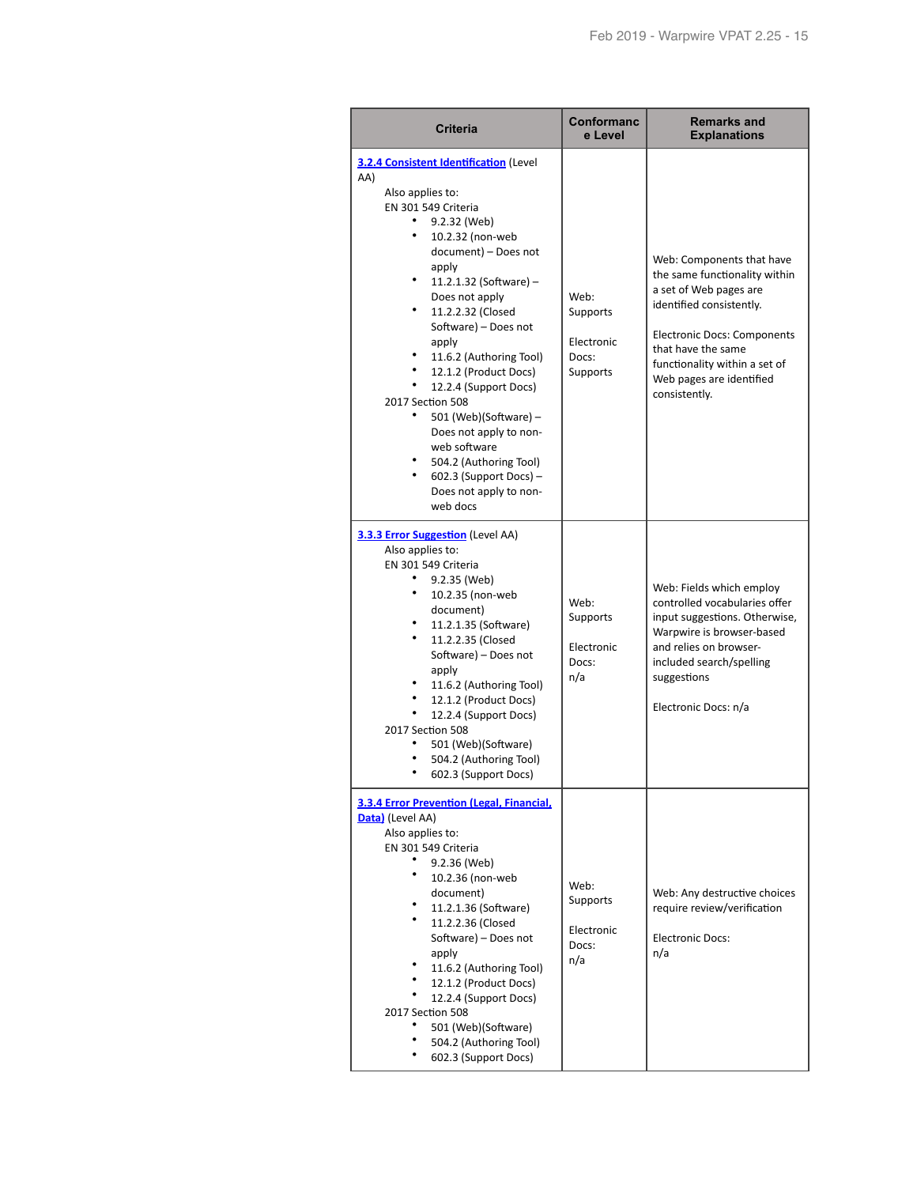| Criteria | Conformance Level | Remarks and Explanations |
|---|---|---|
| [3.2.4 Consistent Identification](#) (Level AA)<br>Also applies to:<br>EN 301 549 Criteria<br>• 9.2.32 (Web)<br>• 10.2.32 (non-web document) – Does not apply<br>• 11.2.1.32 (Software) – Does not apply<br>• 11.2.2.32 (Closed Software) – Does not apply<br>• 11.6.2 (Authoring Tool)<br>• 12.1.2 (Product Docs)<br>• 12.2.4 (Support Docs)<br>2017 Section 508<br>• 501 (Web)(Software) – Does not apply to non-web software<br>• 504.2 (Authoring Tool)<br>• 602.3 (Support Docs) – Does not apply to non-web docs | Web: Supports<br><br>Electronic Docs: Supports | Web: Components that have the same functionality within a set of Web pages are identified consistently.<br><br>Electronic Docs: Components that have the same functionality within a set of Web pages are identified consistently. |
| [3.3.3 Error Suggestion](#) (Level AA)<br>Also applies to:<br>EN 301 549 Criteria<br>• 9.2.35 (Web)<br>• 10.2.35 (non-web document)<br>• 11.2.1.35 (Software)<br>• 11.2.2.35 (Closed Software) – Does not apply<br>• 11.6.2 (Authoring Tool)<br>• 12.1.2 (Product Docs)<br>• 12.2.4 (Support Docs)<br>2017 Section 508<br>• 501 (Web)(Software)<br>• 504.2 (Authoring Tool)<br>• 602.3 (Support Docs) | Web: Supports<br><br>Electronic Docs: n/a | Web: Fields which employ controlled vocabularies offer input suggestions. Otherwise, Warpwire is browser-based and relies on browser-included search/spelling suggestions<br><br>Electronic Docs: n/a |
| [3.3.4 Error Prevention (Legal, Financial, Data)](#) (Level AA)<br>Also applies to:<br>EN 301 549 Criteria<br>• 9.2.36 (Web)<br>• 10.2.36 (non-web document)<br>• 11.2.1.36 (Software)<br>• 11.2.2.36 (Closed Software) – Does not apply<br>• 11.6.2 (Authoring Tool)<br>• 12.1.2 (Product Docs)<br>• 12.2.4 (Support Docs)<br>2017 Section 508<br>• 501 (Web)(Software)<br>• 504.2 (Authoring Tool)<br>• 602.3 (Support Docs) | Web: Supports<br><br>Electronic Docs: n/a | Web: Any destructive choices require review/verification<br><br>Electronic Docs: n/a |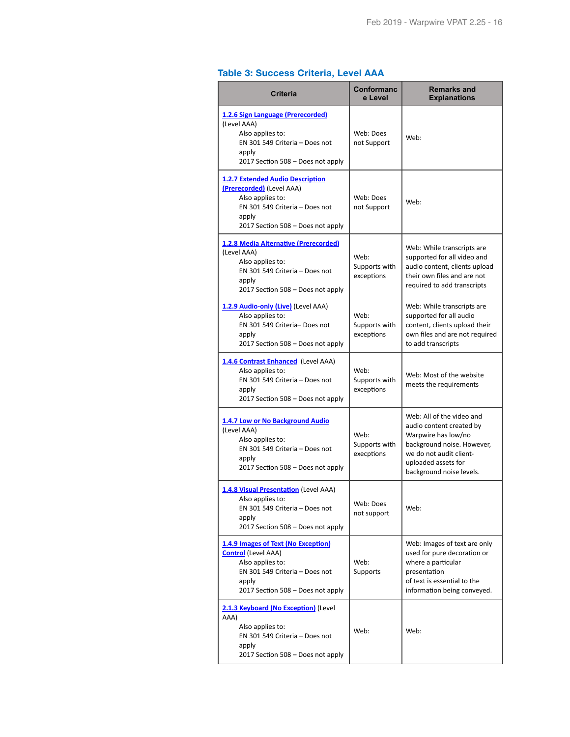### Table 3: Success Criteria, Level AAA

| Criteria | Conformance Level | Remarks and Explanations |
|---|---|---|
| 1.2.6 Sign Language (Prerecorded) (Level AAA)<br>Also applies to:<br>EN 301 549 Criteria – Does not apply<br>2017 Section 508 – Does not apply | Web: Does not Support | Web: |
| 1.2.7 Extended Audio Description (Prerecorded) (Level AAA)<br>Also applies to:<br>EN 301 549 Criteria – Does not apply<br>2017 Section 508 – Does not apply | Web: Does not Support | Web: |
| 1.2.8 Media Alternative (Prerecorded) (Level AAA)<br>Also applies to:<br>EN 301 549 Criteria – Does not apply<br>2017 Section 508 – Does not apply | Web: Supports with exceptions | Web: While transcripts are supported for all video and audio content, clients upload their own files and are not required to add transcripts |
| 1.2.9 Audio-only (Live) (Level AAA)<br>Also applies to:<br>EN 301 549 Criteria– Does not apply<br>2017 Section 508 – Does not apply | Web: Supports with exceptions | Web: While transcripts are supported for all audio content, clients upload their own files and are not required to add transcripts |
| 1.4.6 Contrast Enhanced (Level AAA)<br>Also applies to:<br>EN 301 549 Criteria – Does not apply<br>2017 Section 508 – Does not apply | Web: Supports with exceptions | Web: Most of the website meets the requirements |
| 1.4.7 Low or No Background Audio (Level AAA)<br>Also applies to:<br>EN 301 549 Criteria – Does not apply<br>2017 Section 508 – Does not apply | Web: Supports with execptions | Web: All of the video and audio content created by Warpwire has low/no background noise. However, we do not audit client-uploaded assets for background noise levels. |
| 1.4.8 Visual Presentation (Level AAA)<br>Also applies to:<br>EN 301 549 Criteria – Does not apply<br>2017 Section 508 – Does not apply | Web: Does not support | Web: |
| 1.4.9 Images of Text (No Exception) Control (Level AAA)<br>Also applies to:<br>EN 301 549 Criteria – Does not apply<br>2017 Section 508 – Does not apply | Web: Supports | Web: Images of text are only used for pure decoration or where a particular presentation of text is essential to the information being conveyed. |
| 2.1.3 Keyboard (No Exception) (Level AAA)<br>Also applies to:<br>EN 301 549 Criteria – Does not apply<br>2017 Section 508 – Does not apply | Web: | Web: |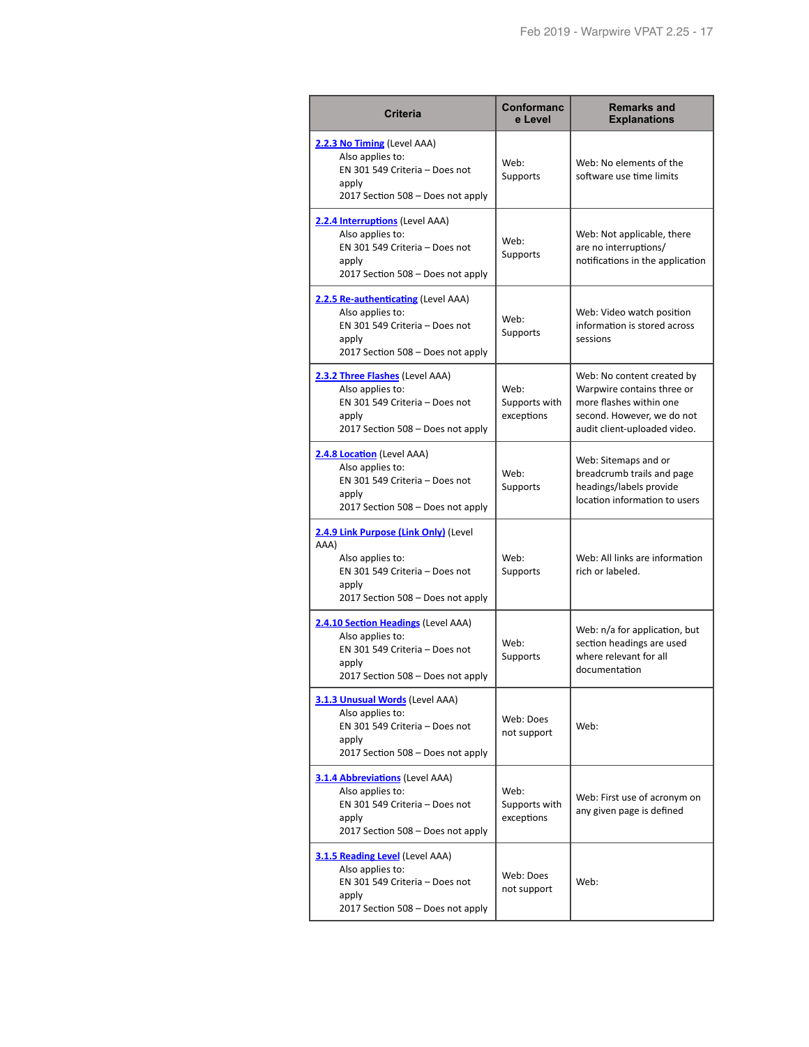| Criteria | Conformance Level | Remarks and Explanations |
|---|---|---|
| **2.2.3 No Timing** (Level AAA)<br>Also applies to:<br>EN 301 549 Criteria – Does not apply<br>2017 Section 508 – Does not apply | Web: Supports | Web: No elements of the software use time limits |
| **2.2.4 Interruptions** (Level AAA)<br>Also applies to:<br>EN 301 549 Criteria – Does not apply<br>2017 Section 508 – Does not apply | Web: Supports | Web: Not applicable, there are no interruptions/ notifications in the application |
| **2.2.5 Re-authenticating** (Level AAA)<br>Also applies to:<br>EN 301 549 Criteria – Does not apply<br>2017 Section 508 – Does not apply | Web: Supports | Web: Video watch position information is stored across sessions |
| **2.3.2 Three Flashes** (Level AAA)<br>Also applies to:<br>EN 301 549 Criteria – Does not apply<br>2017 Section 508 – Does not apply | Web: Supports with exceptions | Web: No content created by Warpwire contains three or more flashes within one second. However, we do not audit client-uploaded video. |
| **2.4.8 Location** (Level AAA)<br>Also applies to:<br>EN 301 549 Criteria – Does not apply<br>2017 Section 508 – Does not apply | Web: Supports | Web: Sitemaps and or breadcrumb trails and page headings/labels provide location information to users |
| **2.4.9 Link Purpose (Link Only)** (Level AAA)<br>Also applies to:<br>EN 301 549 Criteria – Does not apply<br>2017 Section 508 – Does not apply | Web: Supports | Web: All links are information rich or labeled. |
| **2.4.10 Section Headings** (Level AAA)<br>Also applies to:<br>EN 301 549 Criteria – Does not apply<br>2017 Section 508 – Does not apply | Web: Supports | Web: n/a for application, but section headings are used where relevant for all documentation |
| **3.1.3 Unusual Words** (Level AAA)<br>Also applies to:<br>EN 301 549 Criteria – Does not apply<br>2017 Section 508 – Does not apply | Web: Does not support | Web: |
| **3.1.4 Abbreviations** (Level AAA)<br>Also applies to:<br>EN 301 549 Criteria – Does not apply<br>2017 Section 508 – Does not apply | Web: Supports with exceptions | Web: First use of acronym on any given page is defined |
| **3.1.5 Reading Level** (Level AAA)<br>Also applies to:<br>EN 301 549 Criteria – Does not apply<br>2017 Section 508 – Does not apply | Web: Does not support | Web: |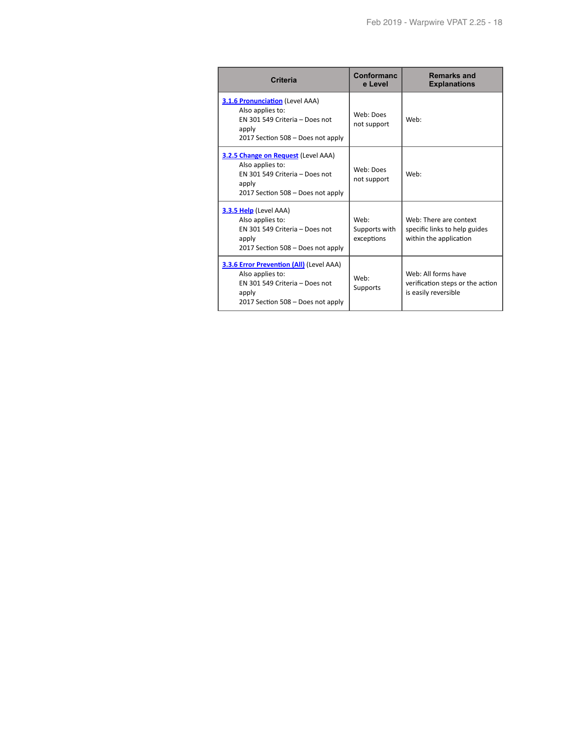| Criteria | Conformance Level | Remarks and Explanations |
|---|---|---|
| [3.1.6 Pronunciation](#) (Level AAA)<br>Also applies to:<br>EN 301 549 Criteria – Does not apply<br>2017 Section 508 – Does not apply | Web: Does not support | Web: |
| [3.2.5 Change on Request](#) (Level AAA)<br>Also applies to:<br>EN 301 549 Criteria – Does not apply<br>2017 Section 508 – Does not apply | Web: Does not support | Web: |
| [3.3.5 Help](#) (Level AAA)<br>Also applies to:<br>EN 301 549 Criteria – Does not apply<br>2017 Section 508 – Does not apply | Web: Supports with exceptions | Web: There are context specific links to help guides within the application |
| [3.3.6 Error Prevention (All)](#) (Level AAA)<br>Also applies to:<br>EN 301 549 Criteria – Does not apply<br>2017 Section 508 – Does not apply | Web: Supports | Web: All forms have verification steps or the action is easily reversible |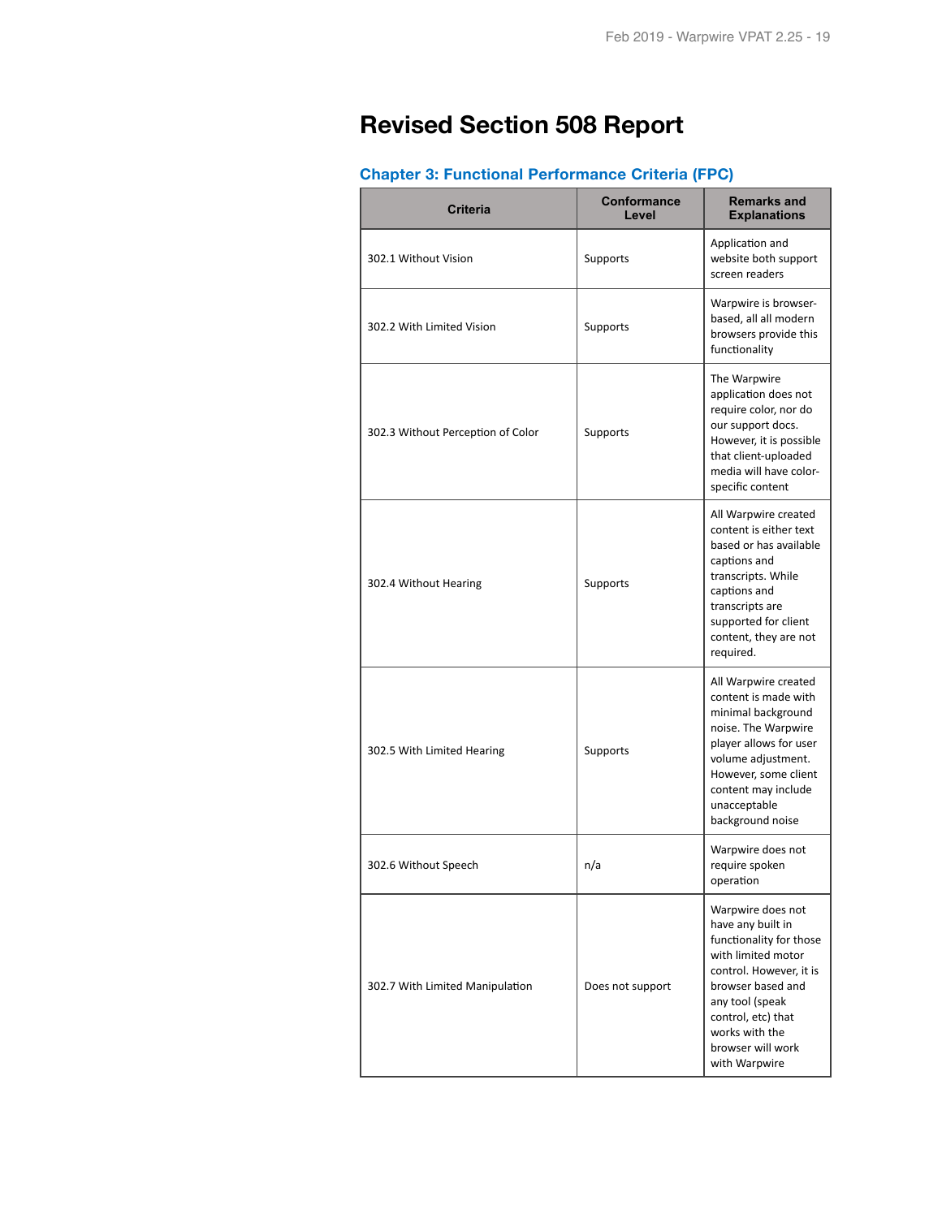# Revised Section 508 Report

## Chapter 3: Functional Performance Criteria (FPC)

| Criteria | Conformance Level | Remarks and Explanations |
| --- | --- | --- |
| 302.1 Without Vision | Supports | Application and website both support screen readers |
| 302.2 With Limited Vision | Supports | Warpwire is browser-based, all all modern browsers provide this functionality |
| 302.3 Without Perception of Color | Supports | The Warpwire application does not require color, nor do our support docs. However, it is possible that client-uploaded media will have color-specific content |
| 302.4 Without Hearing | Supports | All Warpwire created content is either text based or has available captions and transcripts. While captions and transcripts are supported for client content, they are not required. |
| 302.5 With Limited Hearing | Supports | All Warpwire created content is made with minimal background noise. The Warpwire player allows for user volume adjustment. However, some client content may include unacceptable background noise |
| 302.6 Without Speech | n/a | Warpwire does not require spoken operation |
| 302.7 With Limited Manipulation | Does not support | Warpwire does not have any built in functionality for those with limited motor control. However, it is browser based and any tool (speak control, etc) that works with the browser will work with Warpwire |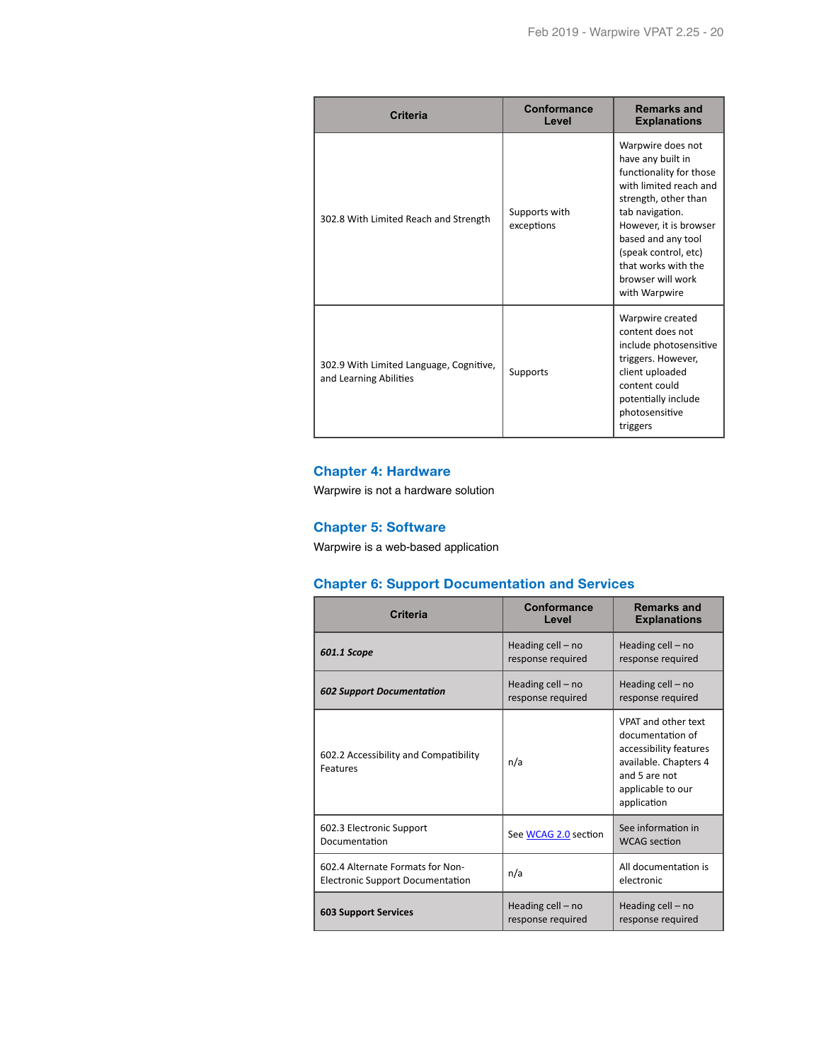| Criteria | Conformance Level | Remarks and Explanations |
|---|---|---|
| 302.8 With Limited Reach and Strength | Supports with exceptions | Warpwire does not have any built in functionality for those with limited reach and strength, other than tab navigation. However, it is browser based and any tool (speak control, etc) that works with the browser will work with Warpwire |
| 302.9 With Limited Language, Cognitive, and Learning Abilities | Supports | Warpwire created content does not include photosensitive triggers. However, client uploaded content could potentially include photosensitive triggers |

## Chapter 4: Hardware

Warpwire is not a hardware solution

## Chapter 5: Software

Warpwire is a web-based application

## Chapter 6: Support Documentation and Services

| Criteria | Conformance Level | Remarks and Explanations |
|---|---|---|
| ***601.1 Scope*** | Heading cell – no response required | Heading cell – no response required |
| ***602 Support Documentation*** | Heading cell – no response required | Heading cell – no response required |
| 602.2 Accessibility and Compatibility Features | n/a | VPAT and other text documentation of accessibility features available. Chapters 4 and 5 are not applicable to our application |
| 602.3 Electronic Support Documentation | See WCAG 2.0 section | See information in WCAG section |
| 602.4 Alternate Formats for Non-Electronic Support Documentation | n/a | All documentation is electronic |
| **603 Support Services** | Heading cell – no response required | Heading cell – no response required |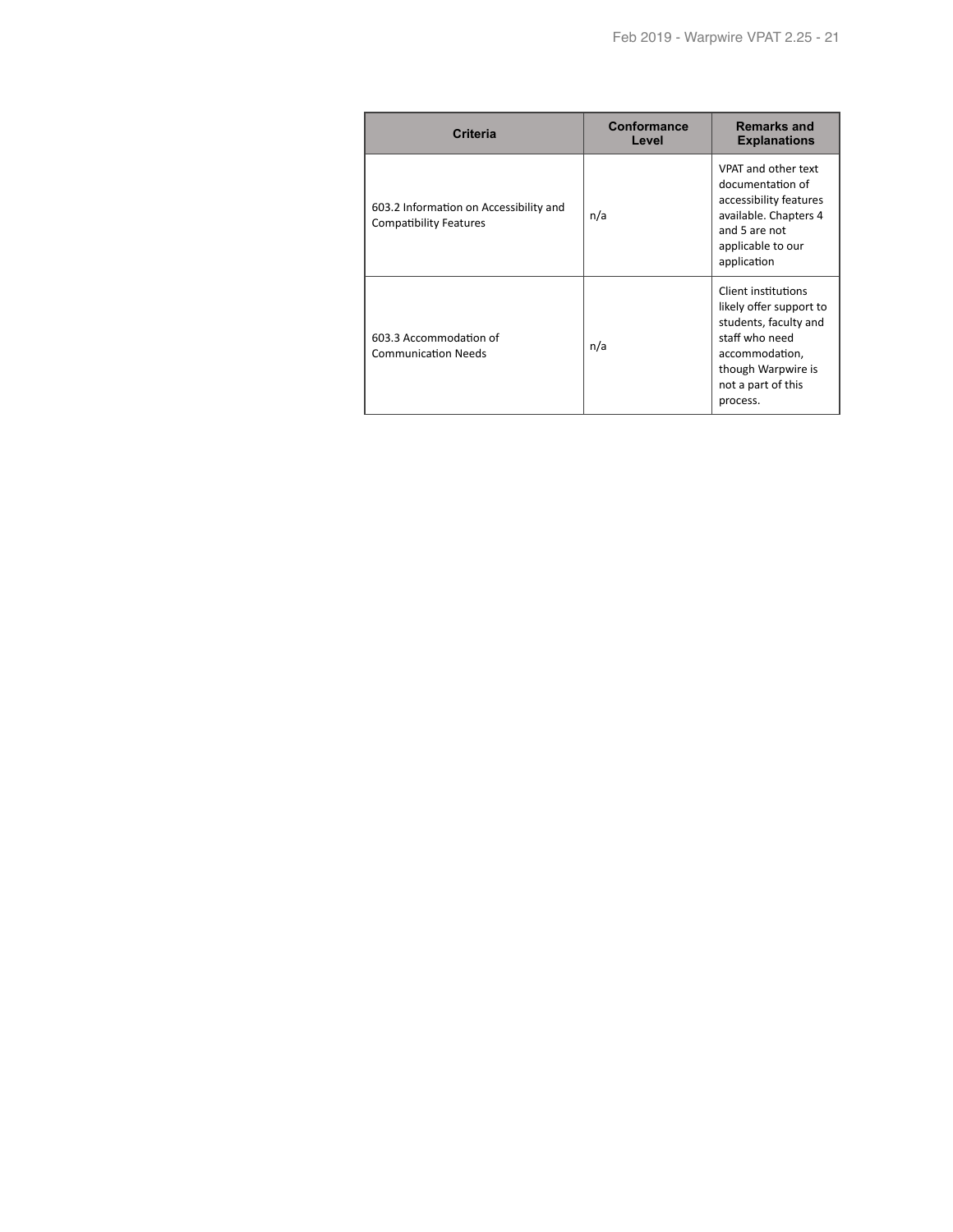| Criteria | Conformance Level | Remarks and Explanations |
| --- | --- | --- |
| 603.2 Information on Accessibility and Compatibility Features | n/a | VPAT and other text documentation of accessibility features available. Chapters 4 and 5 are not applicable to our application |
| 603.3 Accommodation of Communication Needs | n/a | Client institutions likely offer support to students, faculty and staff who need accommodation, though Warpwire is not a part of this process. |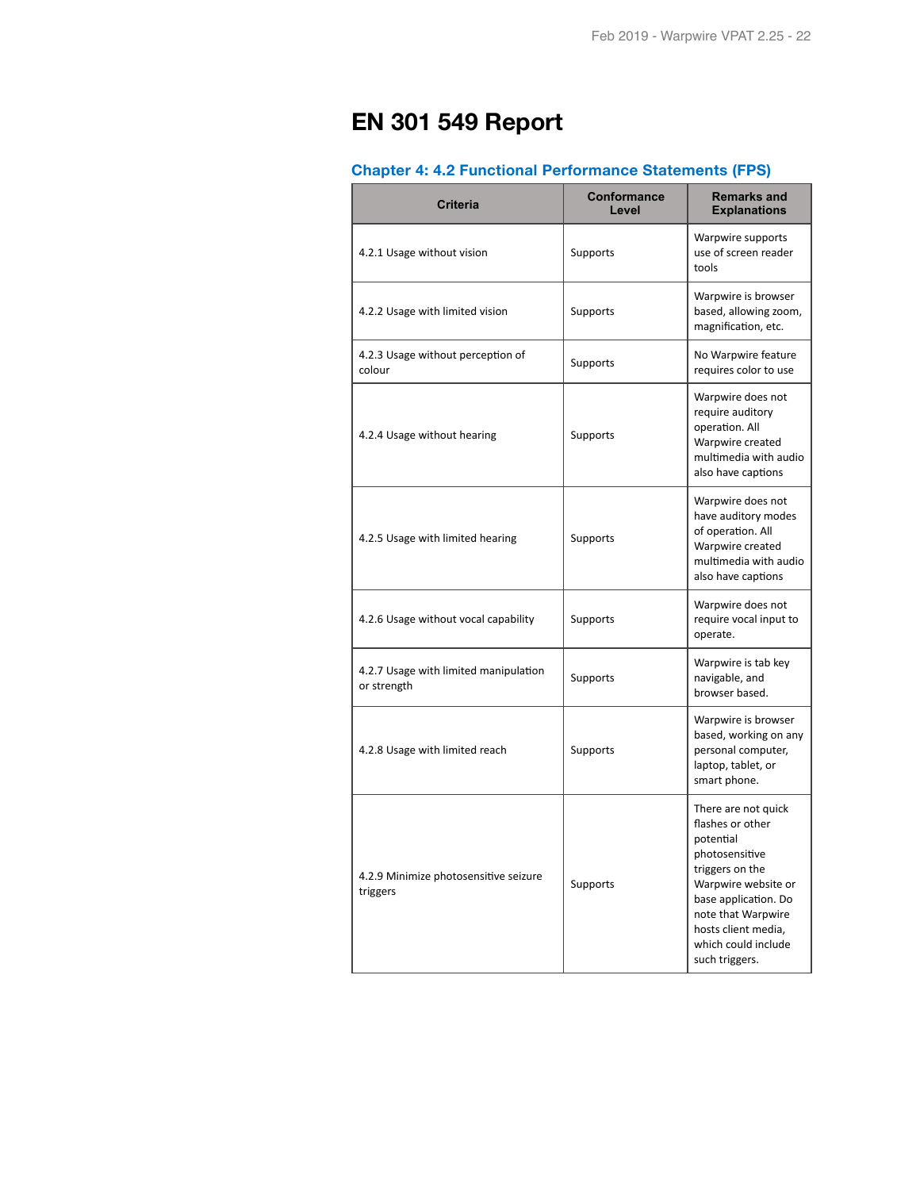# EN 301 549 Report

## Chapter 4: 4.2 Functional Performance Statements (FPS)

| Criteria | Conformance Level | Remarks and Explanations |
|---|---|---|
| 4.2.1 Usage without vision | Supports | Warpwire supports use of screen reader tools |
| 4.2.2 Usage with limited vision | Supports | Warpwire is browser based, allowing zoom, magnification, etc. |
| 4.2.3 Usage without perception of colour | Supports | No Warpwire feature requires color to use |
| 4.2.4 Usage without hearing | Supports | Warpwire does not require auditory operation. All Warpwire created multimedia with audio also have captions |
| 4.2.5 Usage with limited hearing | Supports | Warpwire does not have auditory modes of operation. All Warpwire created multimedia with audio also have captions |
| 4.2.6 Usage without vocal capability | Supports | Warpwire does not require vocal input to operate. |
| 4.2.7 Usage with limited manipulation or strength | Supports | Warpwire is tab key navigable, and browser based. |
| 4.2.8 Usage with limited reach | Supports | Warpwire is browser based, working on any personal computer, laptop, tablet, or smart phone. |
| 4.2.9 Minimize photosensitive seizure triggers | Supports | There are not quick flashes or other potential photosensitive triggers on the Warpwire website or base application. Do note that Warpwire hosts client media, which could include such triggers. |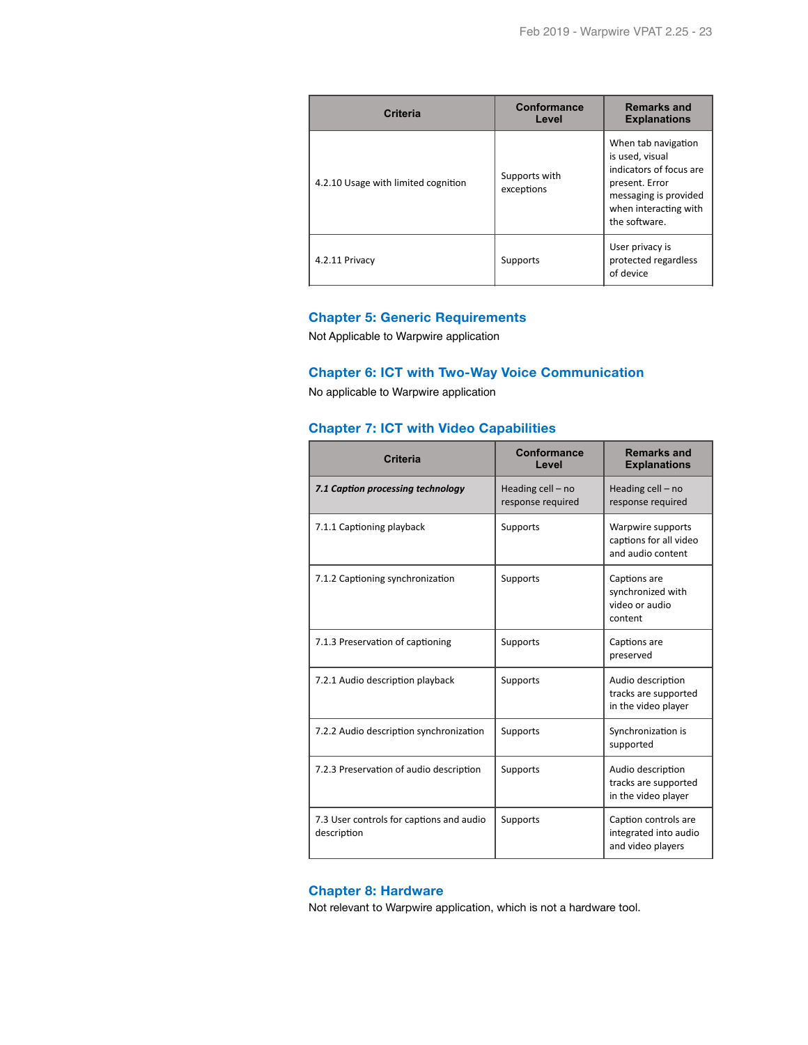| Criteria | Conformance Level | Remarks and Explanations |
| --- | --- | --- |
| 4.2.10 Usage with limited cognition | Supports with exceptions | When tab navigation is used, visual indicators of focus are present. Error messaging is provided when interacting with the software. |
| 4.2.11 Privacy | Supports | User privacy is protected regardless of device |

## Chapter 5: Generic Requirements

Not Applicable to Warpwire application

## Chapter 6: ICT with Two-Way Voice Communication

No applicable to Warpwire application

## Chapter 7: ICT with Video Capabilities

| Criteria | Conformance Level | Remarks and Explanations |
| --- | --- | --- |
| ***7.1 Caption processing technology*** | Heading cell – no response required | Heading cell – no response required |
| 7.1.1 Captioning playback | Supports | Warpwire supports captions for all video and audio content |
| 7.1.2 Captioning synchronization | Supports | Captions are synchronized with video or audio content |
| 7.1.3 Preservation of captioning | Supports | Captions are preserved |
| 7.2.1 Audio description playback | Supports | Audio description tracks are supported in the video player |
| 7.2.2 Audio description synchronization | Supports | Synchronization is supported |
| 7.2.3 Preservation of audio description | Supports | Audio description tracks are supported in the video player |
| 7.3 User controls for captions and audio description | Supports | Caption controls are integrated into audio and video players |

## Chapter 8: Hardware

Not relevant to Warpwire application, which is not a hardware tool.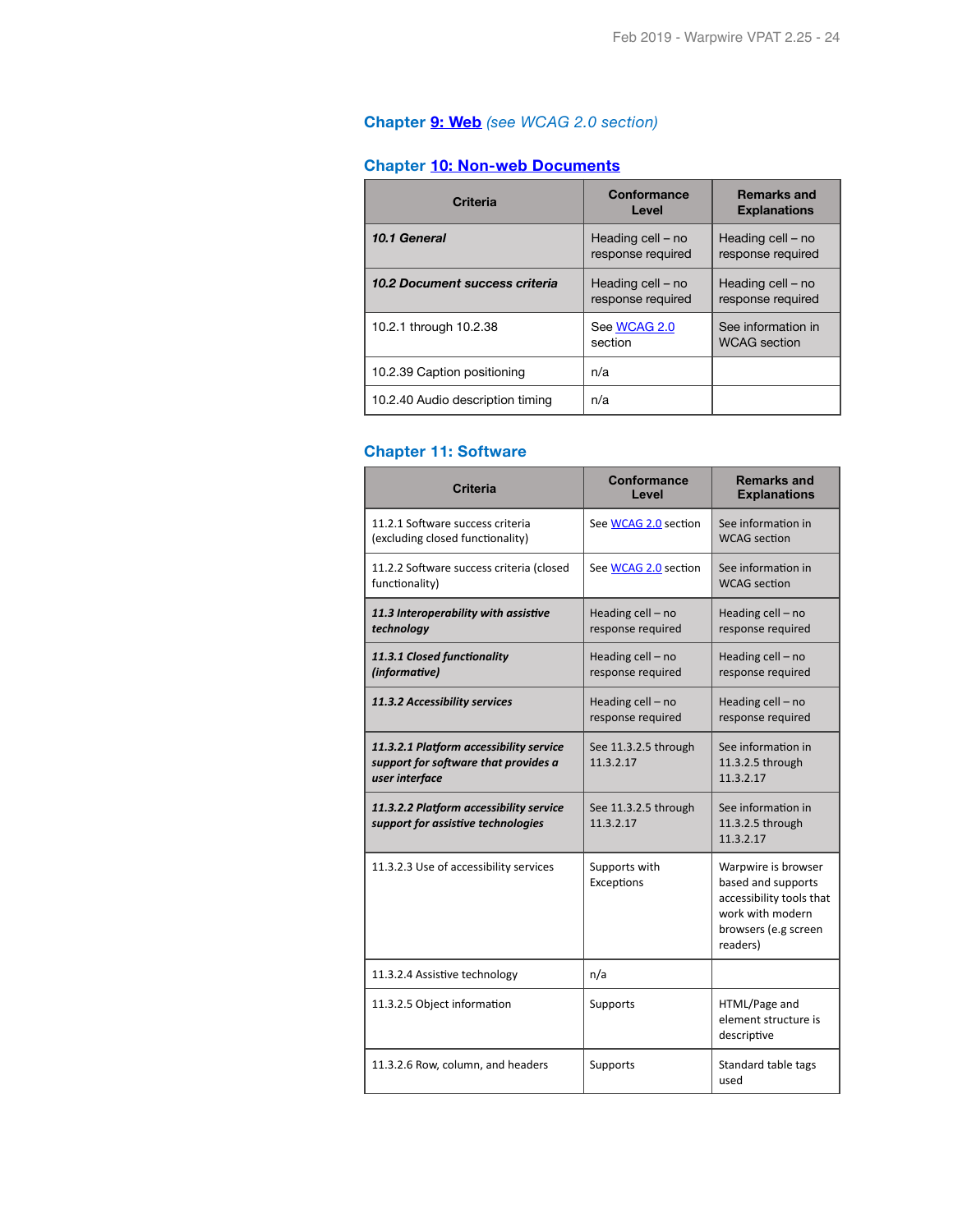## Chapter [9: Web](#) *(see WCAG 2.0 section)*

## Chapter [10: Non-web Documents](#)

| Criteria | Conformance Level | Remarks and Explanations |
|---|---|---|
| ***10.1 General*** | Heading cell – no response required | Heading cell – no response required |
| ***10.2 Document success criteria*** | Heading cell – no response required | Heading cell – no response required |
| 10.2.1 through 10.2.38 | See [WCAG 2.0](#) section | See information in WCAG section |
| 10.2.39 Caption positioning | n/a | |
| 10.2.40 Audio description timing | n/a | |

## Chapter 11: Software

| Criteria | Conformance Level | Remarks and Explanations |
|---|---|---|
| 11.2.1 Software success criteria (excluding closed functionality) | See [WCAG 2.0](#) section | See information in WCAG section |
| 11.2.2 Software success criteria (closed functionality) | See [WCAG 2.0](#) section | See information in WCAG section |
| ***11.3 Interoperability with assistive technology*** | Heading cell – no response required | Heading cell – no response required |
| ***11.3.1 Closed functionality (informative)*** | Heading cell – no response required | Heading cell – no response required |
| ***11.3.2 Accessibility services*** | Heading cell – no response required | Heading cell – no response required |
| ***11.3.2.1 Platform accessibility service support for software that provides a user interface*** | See 11.3.2.5 through 11.3.2.17 | See information in 11.3.2.5 through 11.3.2.17 |
| ***11.3.2.2 Platform accessibility service support for assistive technologies*** | See 11.3.2.5 through 11.3.2.17 | See information in 11.3.2.5 through 11.3.2.17 |
| 11.3.2.3 Use of accessibility services | Supports with Exceptions | Warpwire is browser based and supports accessibility tools that work with modern browsers (e.g screen readers) |
| 11.3.2.4 Assistive technology | n/a | |
| 11.3.2.5 Object information | Supports | HTML/Page and element structure is descriptive |
| 11.3.2.6 Row, column, and headers | Supports | Standard table tags used |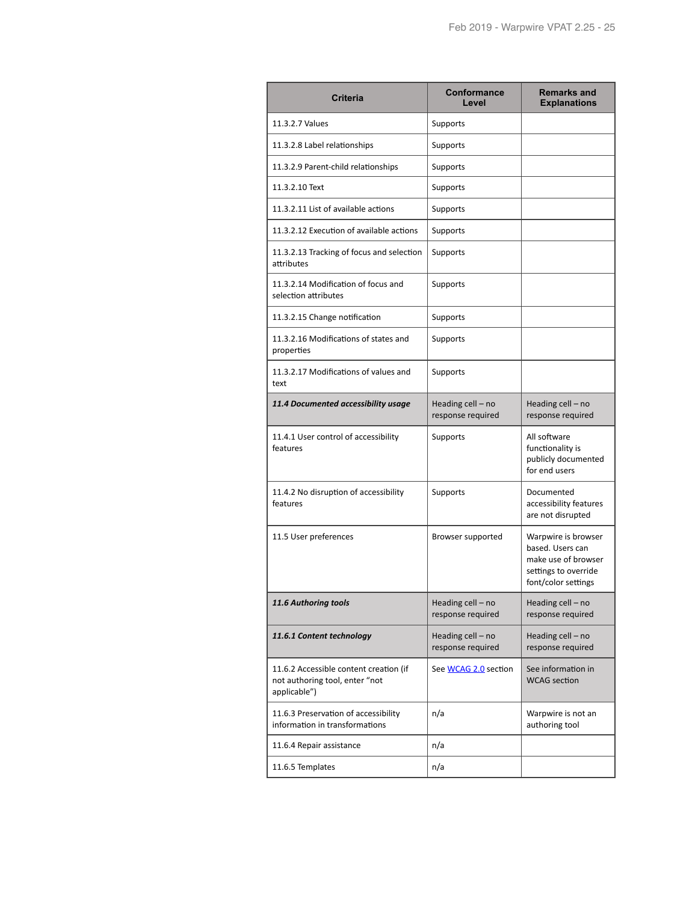| Criteria | Conformance Level | Remarks and Explanations |
| --- | --- | --- |
| 11.3.2.7 Values | Supports | |
| 11.3.2.8 Label relationships | Supports | |
| 11.3.2.9 Parent-child relationships | Supports | |
| 11.3.2.10 Text | Supports | |
| 11.3.2.11 List of available actions | Supports | |
| 11.3.2.12 Execution of available actions | Supports | |
| 11.3.2.13 Tracking of focus and selection attributes | Supports | |
| 11.3.2.14 Modification of focus and selection attributes | Supports | |
| 11.3.2.15 Change notification | Supports | |
| 11.3.2.16 Modifications of states and properties | Supports | |
| 11.3.2.17 Modifications of values and text | Supports | |
| ***11.4 Documented accessibility usage*** | Heading cell – no response required | Heading cell – no response required |
| 11.4.1 User control of accessibility features | Supports | All software functionality is publicly documented for end users |
| 11.4.2 No disruption of accessibility features | Supports | Documented accessibility features are not disrupted |
| 11.5 User preferences | Browser supported | Warpwire is browser based. Users can make use of browser settings to override font/color settings |
| ***11.6 Authoring tools*** | Heading cell – no response required | Heading cell – no response required |
| ***11.6.1 Content technology*** | Heading cell – no response required | Heading cell – no response required |
| 11.6.2 Accessible content creation (if not authoring tool, enter "not applicable") | See WCAG 2.0 section | See information in WCAG section |
| 11.6.3 Preservation of accessibility information in transformations | n/a | Warpwire is not an authoring tool |
| 11.6.4 Repair assistance | n/a | |
| 11.6.5 Templates | n/a | |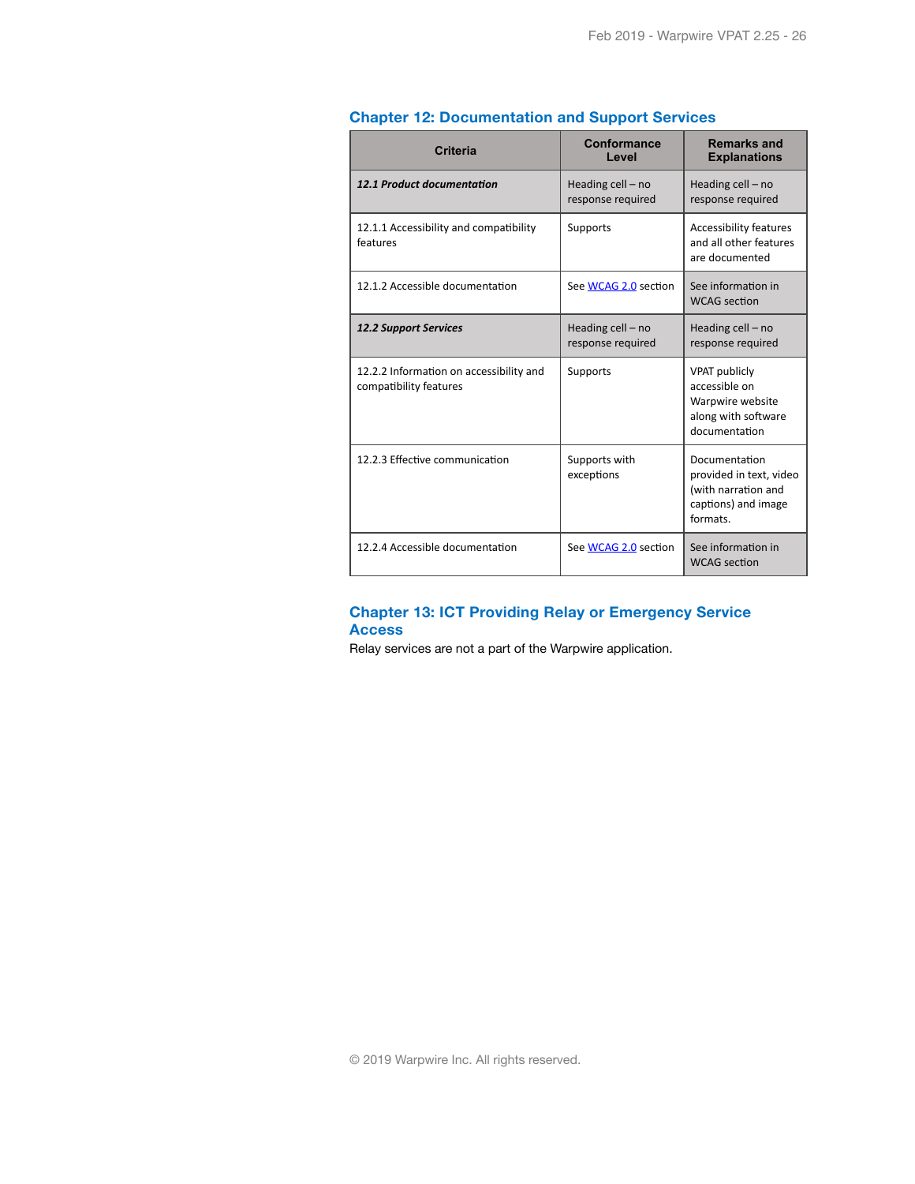## Chapter 12: Documentation and Support Services

| Criteria | Conformance Level | Remarks and Explanations |
|---|---|---|
| ***12.1 Product documentation*** | Heading cell – no response required | Heading cell – no response required |
| 12.1.1 Accessibility and compatibility features | Supports | Accessibility features and all other features are documented |
| 12.1.2 Accessible documentation | See WCAG 2.0 section | See information in WCAG section |
| ***12.2 Support Services*** | Heading cell – no response required | Heading cell – no response required |
| 12.2.2 Information on accessibility and compatibility features | Supports | VPAT publicly accessible on Warpwire website along with software documentation |
| 12.2.3 Effective communication | Supports with exceptions | Documentation provided in text, video (with narration and captions) and image formats. |
| 12.2.4 Accessible documentation | See WCAG 2.0 section | See information in WCAG section |

## Chapter 13: ICT Providing Relay or Emergency Service Access

Relay services are not a part of the Warpwire application.

© 2019 Warpwire Inc. All rights reserved.